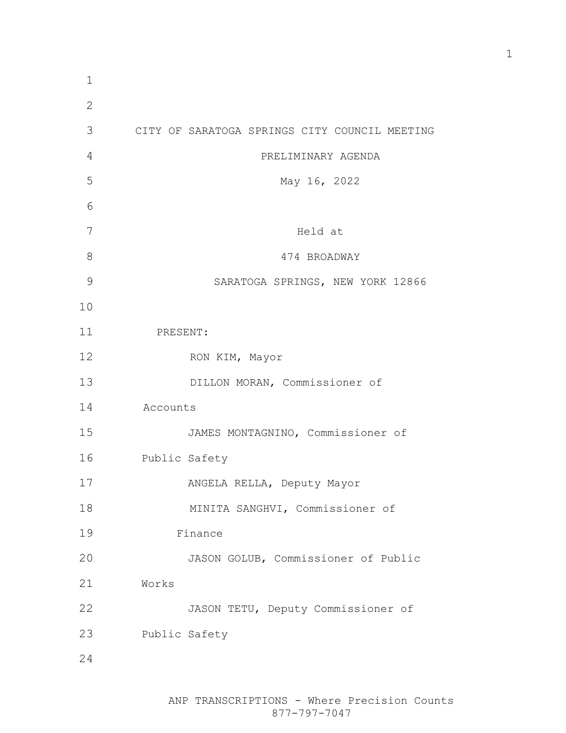CITY OF SARATOGA SPRINGS CITY COUNCIL MEETING

PRELIMINARY AGENDA

May 16, 2022

Held at

474 BROADWAY

SARATOGA SPRINGS, NEW YORK 12866

PRESENT:

RON KIM, Mayor

DILLON MORAN, Commissioner of Accounts

JAMES MONTAGNINO, Commissioner of Public Safety

ANGELA RELLA, Deputy Mayor

MINITA SANGHVI, Commissioner of Finance

JASON GOLUB, Commissioner of Public Works

JASON TETU, Deputy Commissioner of Public Safety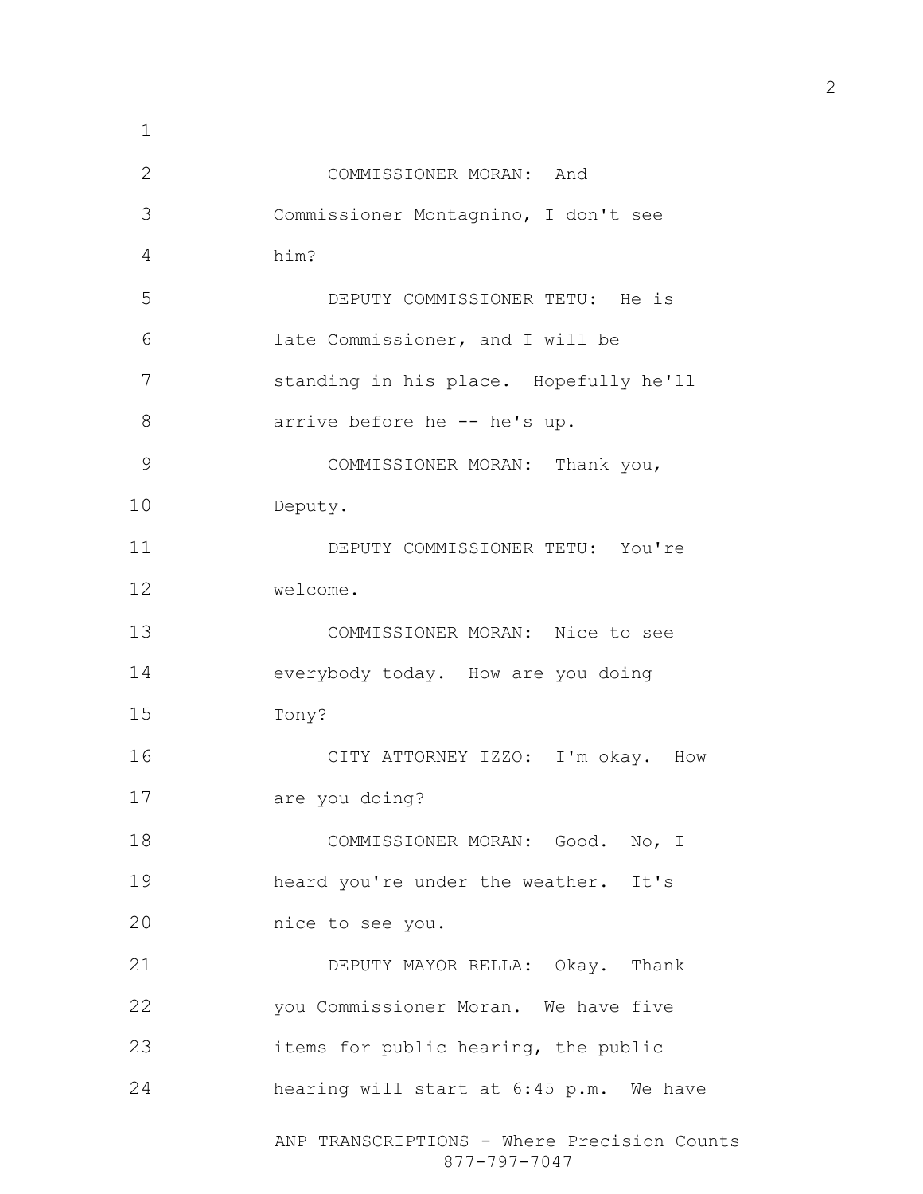COMMISSIONER MORAN: And Commissioner Montagnino, I don't see him?

DEPUTY COMMISSIONER TETU: He is late Commissioner, and I will be standing in his place. Hopefully he'll arrive before he -- he's up.

COMMISSIONER MORAN: Thank you, Deputy.

DEPUTY COMMISSIONER TETU: You're welcome.

COMMISSIONER MORAN: Nice to see everybody today. How are you doing Tony?

CITY ATTORNEY IZZO: I'm okay. How are you doing?

COMMISSIONER MORAN: Good. No, I heard you're under the weather. It's nice to see you.

DEPUTY MAYOR RELLA: Okay. Thank you Commissioner Moran. We have five items for public hearing, the public hearing will start at 6:45 p.m. We have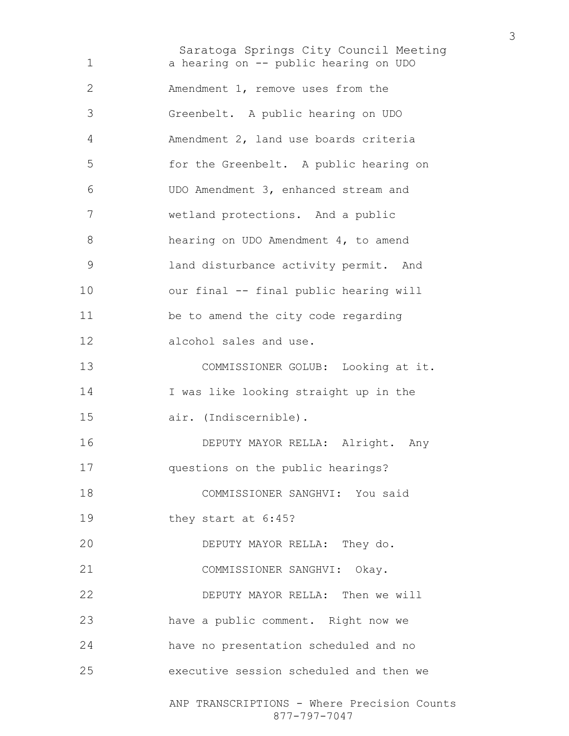a hearing on -- public hearing on UDO Amendment 1, remove uses from the Greenbelt. A public hearing on UDO Amendment 2, land use boards criteria for the Greenbelt. A public hearing on UDO Amendment 3, enhanced stream and wetland protections. And a public hearing on UDO Amendment 4, to amend land disturbance activity permit. And our final -- final public hearing will be to amend the city code regarding alcohol sales and use.

COMMISSIONER GOLUB: Looking at it. I was like looking straight up in the air. (Indiscernible).

DEPUTY MAYOR RELLA: Alright. Any questions on the public hearings?

COMMISSIONER SANGHVI: You said they start at 6:45?

DEPUTY MAYOR RELLA: They do.

COMMISSIONER SANGHVI: Okay.

DEPUTY MAYOR RELLA: Then we will have a public comment. Right now we have no presentation scheduled and no executive session scheduled and then we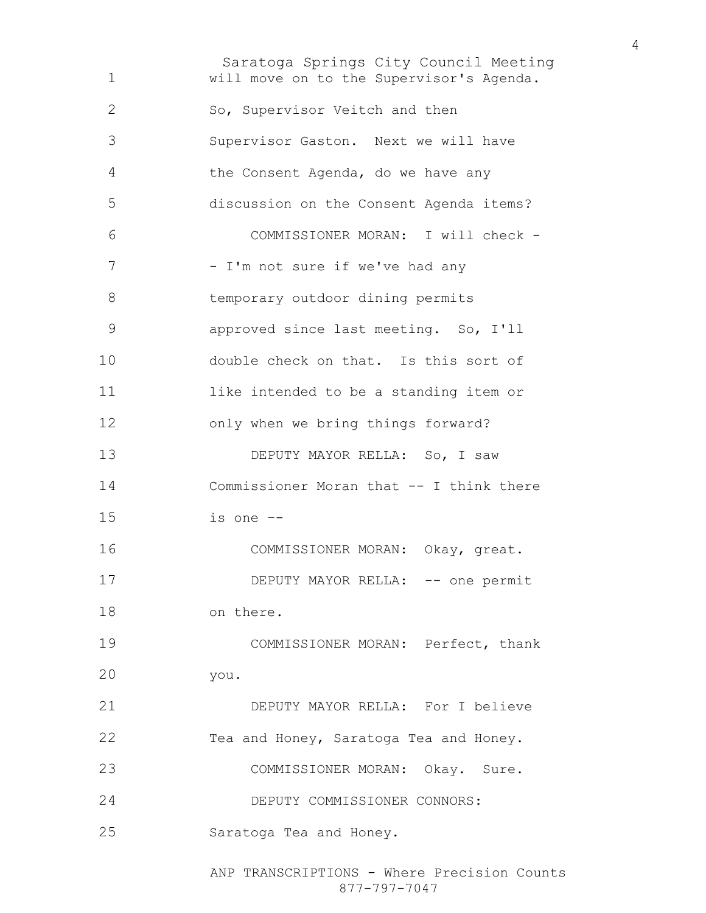will move on to the Supervisor's Agenda. So, Supervisor Veitch and then Supervisor Gaston. Next we will have the Consent Agenda, do we have any discussion on the Consent Agenda items?

COMMISSIONER MORAN: I will check -- I'm not sure if we've had any temporary outdoor dining permits approved since last meeting. So, I'll double check on that. Is this sort of like intended to be a standing item or only when we bring things forward?

DEPUTY MAYOR RELLA: So, I saw Commissioner Moran that -- I think there is one --

COMMISSIONER MORAN: Okay, great.

DEPUTY MAYOR RELLA: -- one permit on there.

COMMISSIONER MORAN: Perfect, thank you.

DEPUTY MAYOR RELLA: For I believe Tea and Honey, Saratoga Tea and Honey.

COMMISSIONER MORAN: Okay. Sure.

DEPUTY COMMISSIONER CONNORS: Saratoga Tea and Honey.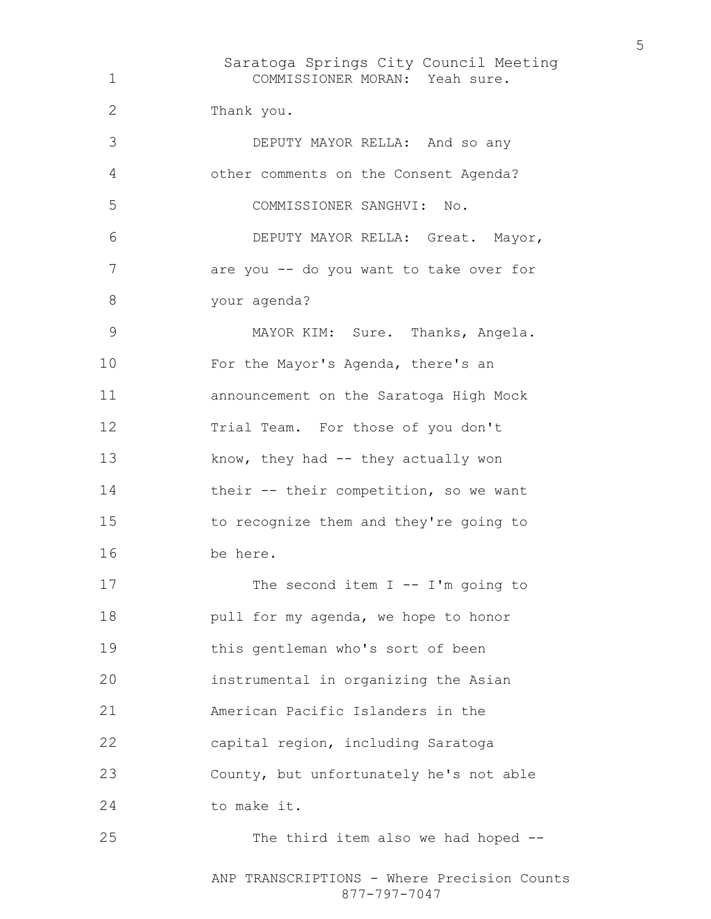COMMISSIONER MORAN: Yeah sure. Thank you.

DEPUTY MAYOR RELLA: And so any other comments on the Consent Agenda?

COMMISSIONER SANGHVI: No.

DEPUTY MAYOR RELLA: Great. Mayor, are you -- do you want to take over for your agenda?

MAYOR KIM: Sure. Thanks, Angela. For the Mayor's Agenda, there's an announcement on the Saratoga High Mock Trial Team. For those of you don't know, they had -- they actually won their -- their competition, so we want to recognize them and they're going to be here.

The second item I -- I'm going to pull for my agenda, we hope to honor this gentleman who's sort of been instrumental in organizing the Asian American Pacific Islanders in the capital region, including Saratoga County, but unfortunately he's not able to make it.

The third item also we had hoped --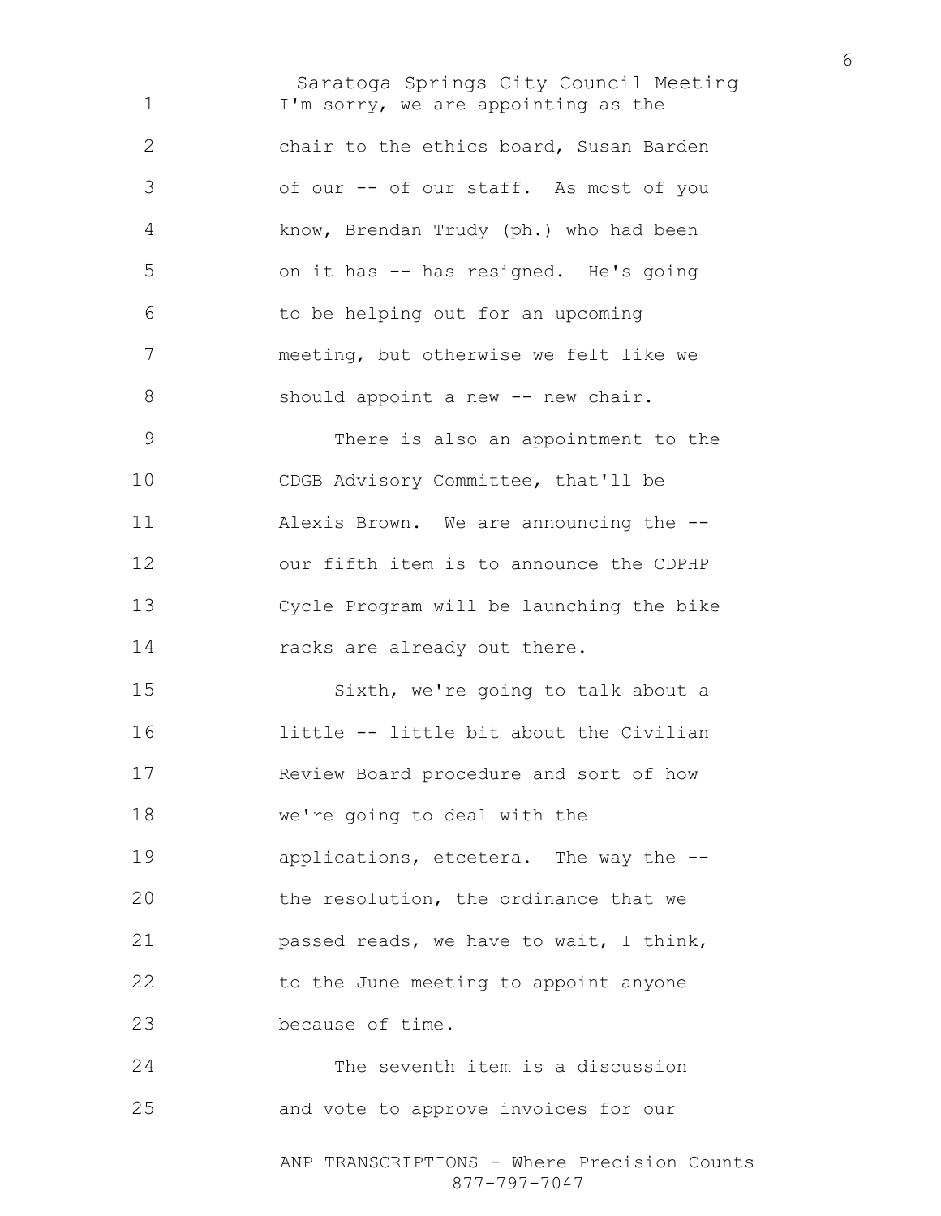I'm sorry, we are appointing as the chair to the ethics board, Susan Barden of our -- of our staff. As most of you know, Brendan Trudy (ph.) who had been on it has -- has resigned. He's going to be helping out for an upcoming meeting, but otherwise we felt like we should appoint a new -- new chair.

There is also an appointment to the CDGB Advisory Committee, that'll be Alexis Brown. We are announcing the -- our fifth item is to announce the CDPHP Cycle Program will be launching the bike racks are already out there.

Sixth, we're going to talk about a little -- little bit about the Civilian Review Board procedure and sort of how we're going to deal with the applications, etcetera. The way the -- the resolution, the ordinance that we passed reads, we have to wait, I think, to the June meeting to appoint anyone because of time.

The seventh item is a discussion and vote to approve invoices for our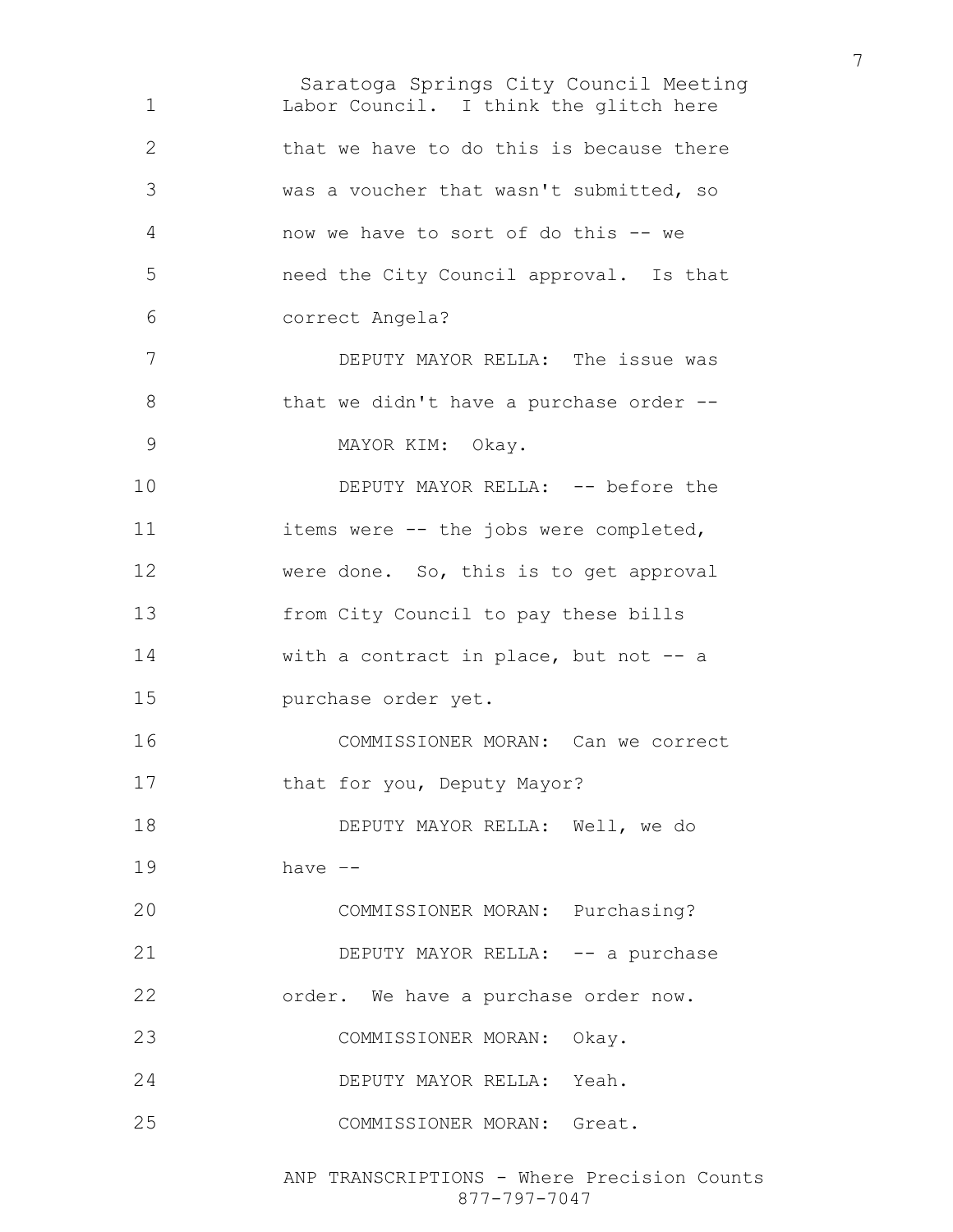Labor Council. I think the glitch here that we have to do this is because there was a voucher that wasn't submitted, so now we have to sort of do this -- we need the City Council approval. Is that correct Angela?

DEPUTY MAYOR RELLA: The issue was that we didn't have a purchase order --

MAYOR KIM: Okay.

DEPUTY MAYOR RELLA: -- before the items were -- the jobs were completed, were done. So, this is to get approval from City Council to pay these bills with a contract in place, but not -- a purchase order yet.

COMMISSIONER MORAN: Can we correct that for you, Deputy Mayor?

DEPUTY MAYOR RELLA: Well, we do have --

COMMISSIONER MORAN: Purchasing?

DEPUTY MAYOR RELLA: -- a purchase order. We have a purchase order now.

COMMISSIONER MORAN: Okay.

DEPUTY MAYOR RELLA: Yeah.

COMMISSIONER MORAN: Great.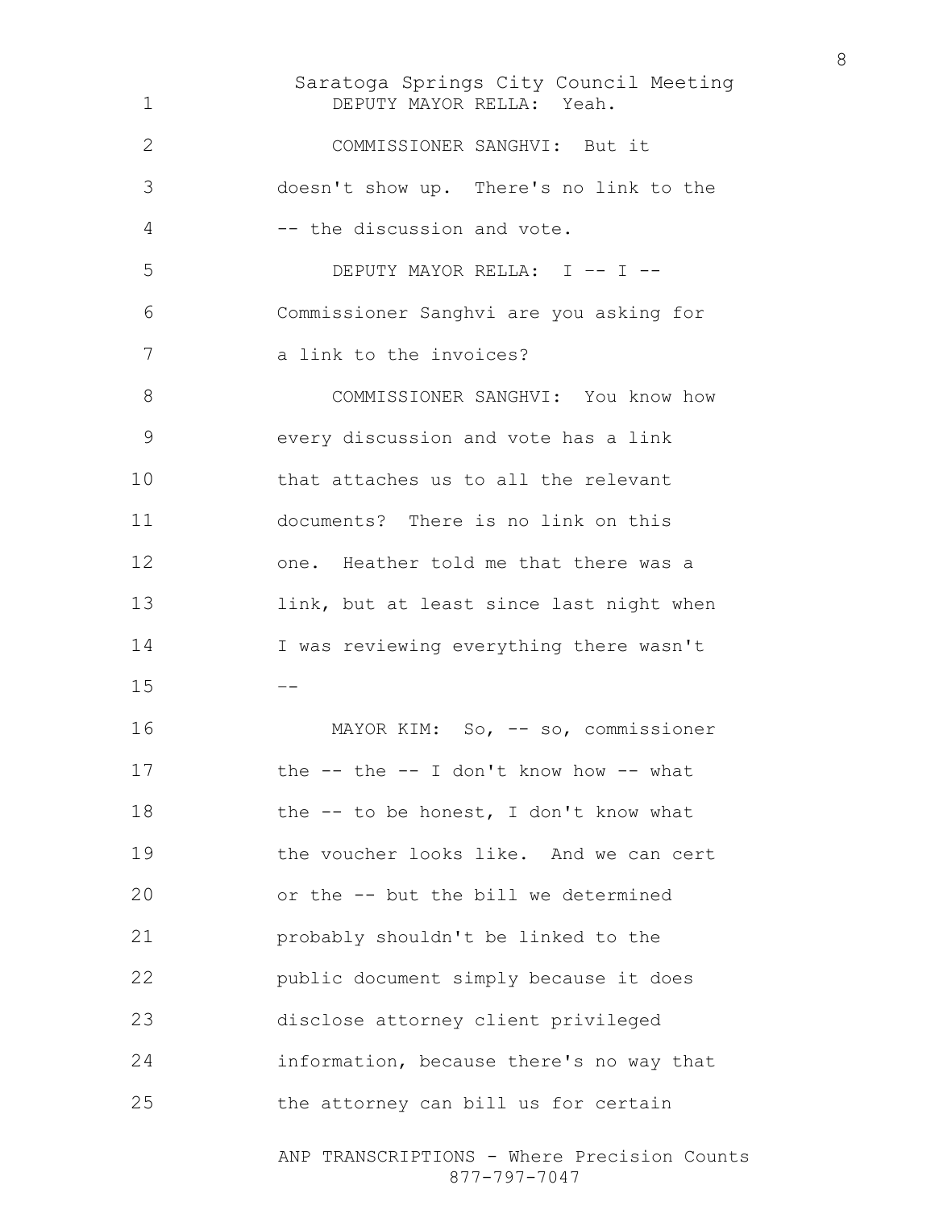DEPUTY MAYOR RELLA: Yeah.

COMMISSIONER SANGHVI: But it doesn't show up. There's no link to the -- the discussion and vote.

DEPUTY MAYOR RELLA: I -- I -- Commissioner Sanghvi are you asking for a link to the invoices?

COMMISSIONER SANGHVI: You know how every discussion and vote has a link that attaches us to all the relevant documents? There is no link on this one. Heather told me that there was a link, but at least since last night when I was reviewing everything there wasn't --

MAYOR KIM: So, -- so, commissioner the -- the -- I don't know how -- what the -- to be honest, I don't know what the voucher looks like. And we can cert or the -- but the bill we determined probably shouldn't be linked to the public document simply because it does disclose attorney client privileged information, because there's no way that the attorney can bill us for certain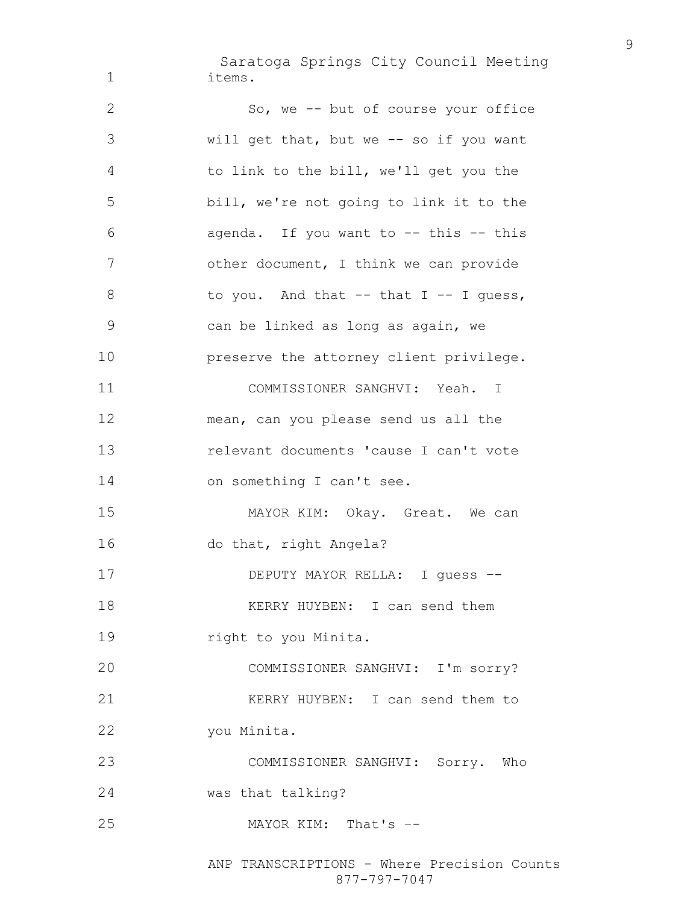items.

So, we -- but of course your office will get that, but we -- so if you want to link to the bill, we'll get you the bill, we're not going to link it to the agenda. If you want to -- this -- this other document, I think we can provide to you. And that -- that I -- I guess, can be linked as long as again, we preserve the attorney client privilege.

COMMISSIONER SANGHVI: Yeah. I mean, can you please send us all the relevant documents 'cause I can't vote on something I can't see.

MAYOR KIM: Okay. Great. We can do that, right Angela?

DEPUTY MAYOR RELLA: I guess --

KERRY HUYBEN: I can send them right to you Minita.

COMMISSIONER SANGHVI: I'm sorry?

KERRY HUYBEN: I can send them to you Minita.

COMMISSIONER SANGHVI: Sorry. Who was that talking?

MAYOR KIM: That's --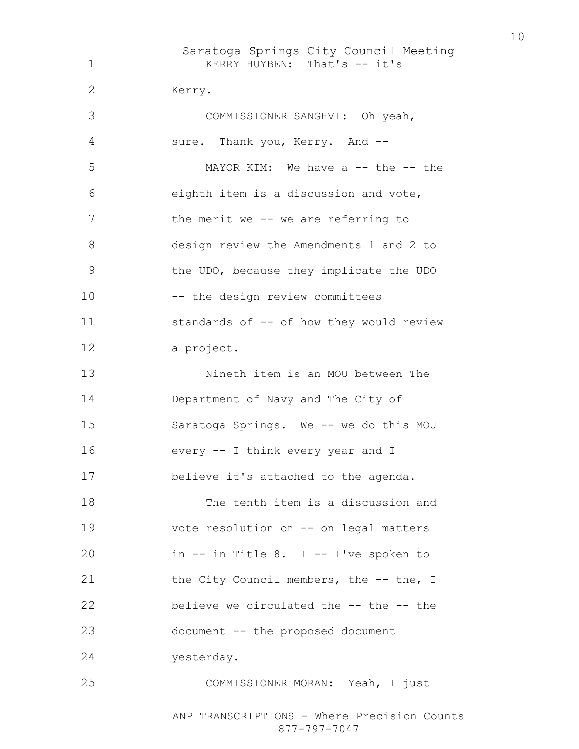KERRY HUYBEN: That's -- it's Kerry.

COMMISSIONER SANGHVI: Oh yeah, sure. Thank you, Kerry. And --

MAYOR KIM: We have a -- the -- the eighth item is a discussion and vote, the merit we -- we are referring to design review the Amendments 1 and 2 to the UDO, because they implicate the UDO -- the design review committees standards of -- of how they would review a project.

Nineth item is an MOU between The Department of Navy and The City of Saratoga Springs. We -- we do this MOU every -- I think every year and I believe it's attached to the agenda.

The tenth item is a discussion and vote resolution on -- on legal matters in -- in Title 8. I -- I've spoken to the City Council members, the -- the, I believe we circulated the -- the -- the document -- the proposed document yesterday.

COMMISSIONER MORAN: Yeah, I just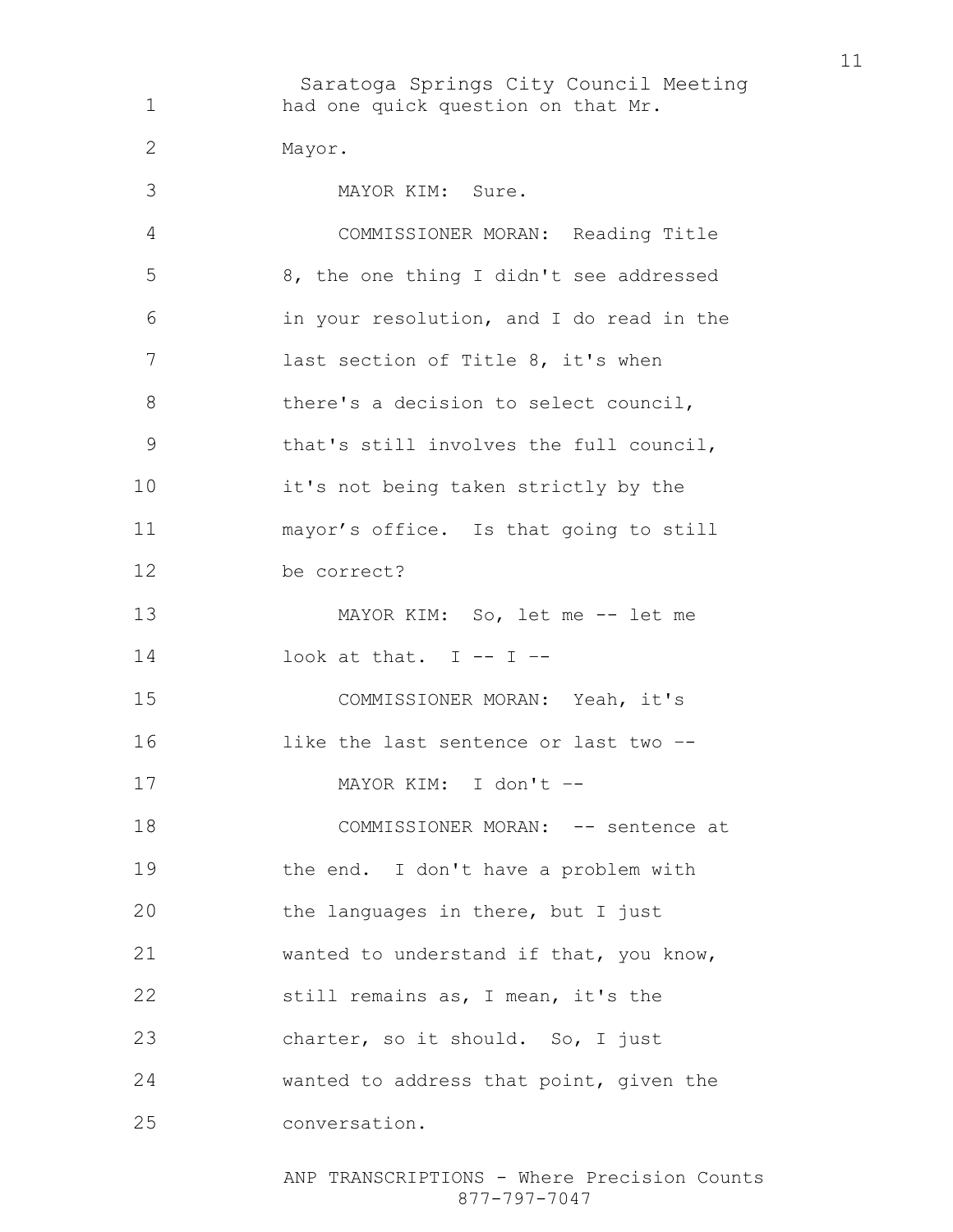had one quick question on that Mr. Mayor.

MAYOR KIM: Sure.

COMMISSIONER MORAN: Reading Title 8, the one thing I didn't see addressed in your resolution, and I do read in the last section of Title 8, it's when there's a decision to select council, that's still involves the full council, it's not being taken strictly by the mayor's office. Is that going to still be correct?

MAYOR KIM: So, let me -- let me look at that. I -- I --

COMMISSIONER MORAN: Yeah, it's like the last sentence or last two --

MAYOR KIM: I don't --

COMMISSIONER MORAN: -- sentence at the end. I don't have a problem with the languages in there, but I just wanted to understand if that, you know, still remains as, I mean, it's the charter, so it should. So, I just wanted to address that point, given the conversation.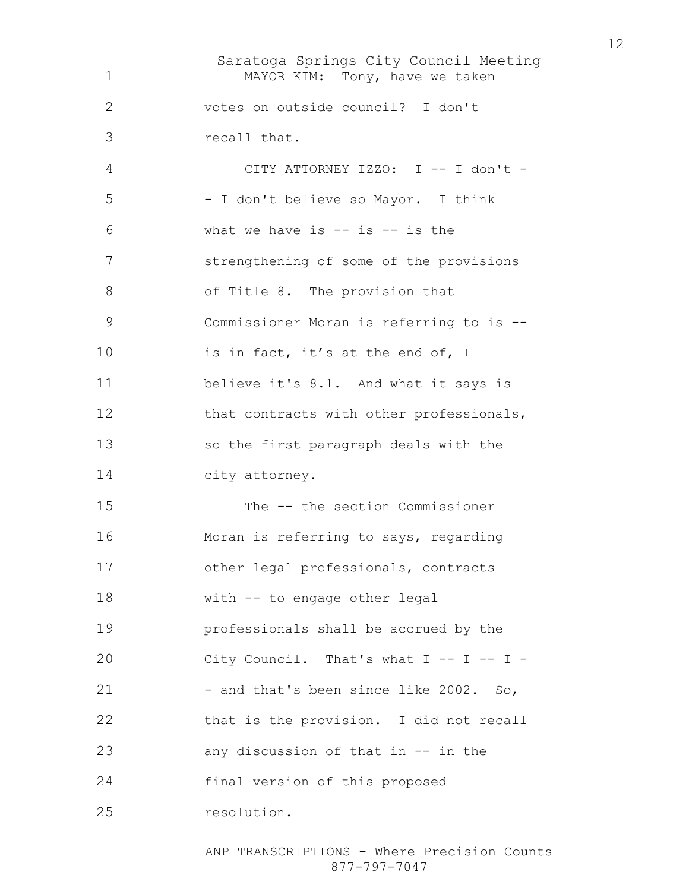MAYOR KIM: Tony, have we taken votes on outside council? I don't recall that.

CITY ATTORNEY IZZO: I -- I don't -- I don't believe so Mayor. I think what we have is -- is -- is the strengthening of some of the provisions of Title 8. The provision that Commissioner Moran is referring to is -- is in fact, it’s at the end of, I believe it's 8.1. And what it says is that contracts with other professionals, so the first paragraph deals with the city attorney.

The -- the section Commissioner Moran is referring to says, regarding other legal professionals, contracts with -- to engage other legal professionals shall be accrued by the City Council. That's what I -- I -- I -- and that's been since like 2002. So, that is the provision. I did not recall any discussion of that in -- in the final version of this proposed resolution.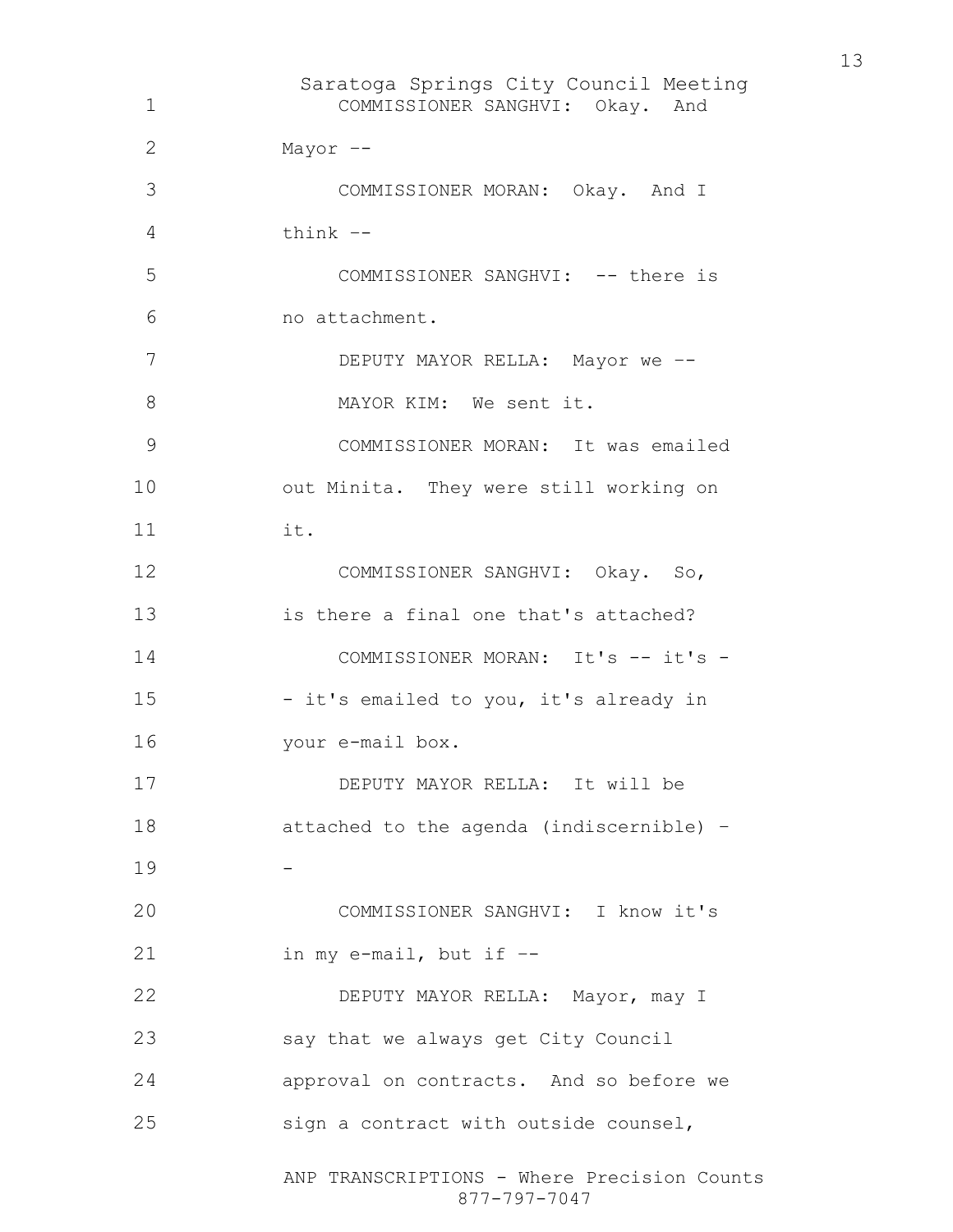COMMISSIONER SANGHVI: Okay. And Mayor --

COMMISSIONER MORAN: Okay. And I think --

COMMISSIONER SANGHVI: -- there is no attachment.

DEPUTY MAYOR RELLA: Mayor we --

MAYOR KIM: We sent it.

COMMISSIONER MORAN: It was emailed out Minita. They were still working on it.

COMMISSIONER SANGHVI: Okay. So, is there a final one that's attached?

COMMISSIONER MORAN: It's -- it's -- it's emailed to you, it's already in your e-mail box.

DEPUTY MAYOR RELLA: It will be attached to the agenda (indiscernible) --

COMMISSIONER SANGHVI: I know it's in my e-mail, but if --

DEPUTY MAYOR RELLA: Mayor, may I say that we always get City Council approval on contracts. And so before we sign a contract with outside counsel,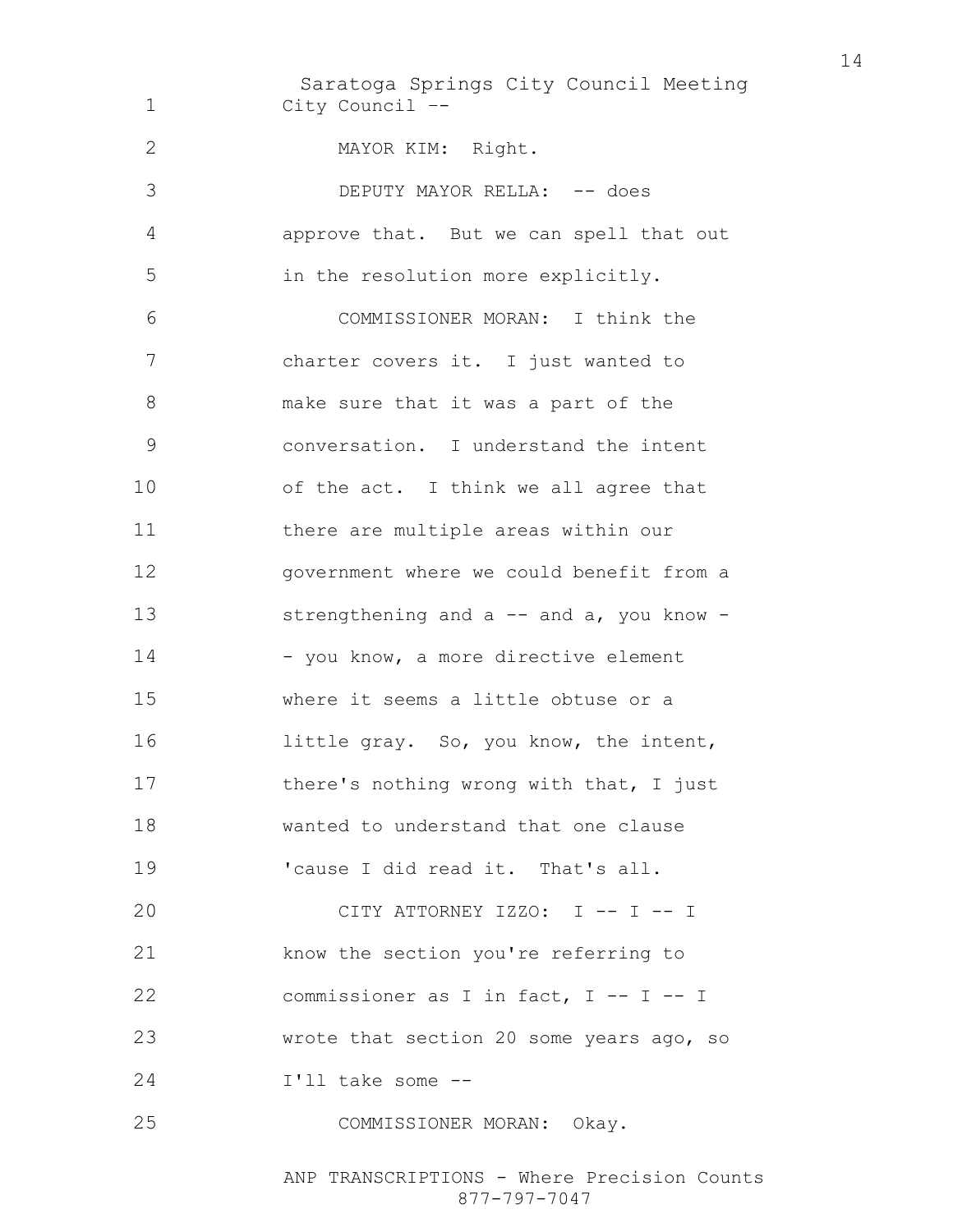City Council --

MAYOR KIM: Right.

DEPUTY MAYOR RELLA: -- does approve that. But we can spell that out in the resolution more explicitly.

COMMISSIONER MORAN: I think the charter covers it. I just wanted to make sure that it was a part of the conversation. I understand the intent of the act. I think we all agree that there are multiple areas within our government where we could benefit from a strengthening and a -- and a, you know -- you know, a more directive element where it seems a little obtuse or a little gray. So, you know, the intent, there's nothing wrong with that, I just wanted to understand that one clause 'cause I did read it. That's all.

CITY ATTORNEY IZZO: I -- I -- I know the section you're referring to commissioner as I in fact, I -- I -- I wrote that section 20 some years ago, so I'll take some --

COMMISSIONER MORAN: Okay.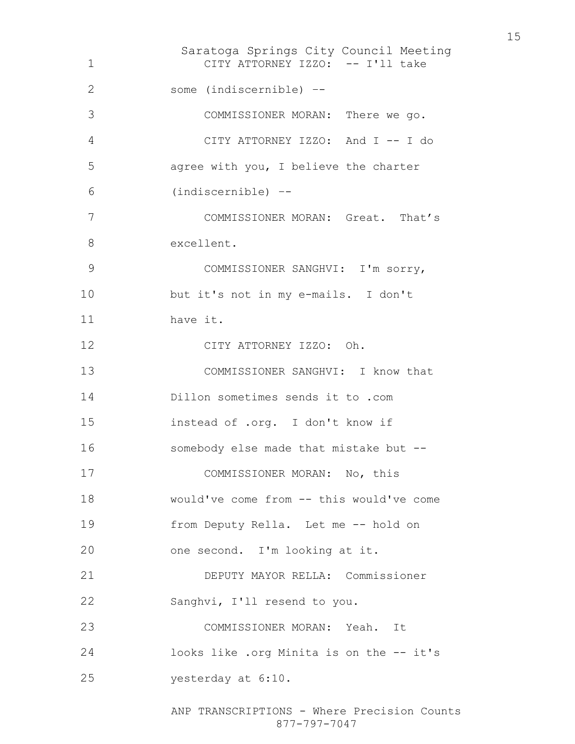CITY ATTORNEY IZZO: -- I'll take some (indiscernible) --

COMMISSIONER MORAN: There we go.

CITY ATTORNEY IZZO: And I -- I do agree with you, I believe the charter (indiscernible) --

COMMISSIONER MORAN: Great. That's excellent.

COMMISSIONER SANGHVI: I'm sorry, but it's not in my e-mails. I don't have it.

CITY ATTORNEY IZZO: Oh.

COMMISSIONER SANGHVI: I know that Dillon sometimes sends it to .com instead of .org. I don't know if somebody else made that mistake but --

COMMISSIONER MORAN: No, this would've come from -- this would've come from Deputy Rella. Let me -- hold on one second. I'm looking at it.

DEPUTY MAYOR RELLA: Commissioner Sanghvi, I'll resend to you.

COMMISSIONER MORAN: Yeah. It looks like .org Minita is on the -- it's yesterday at 6:10.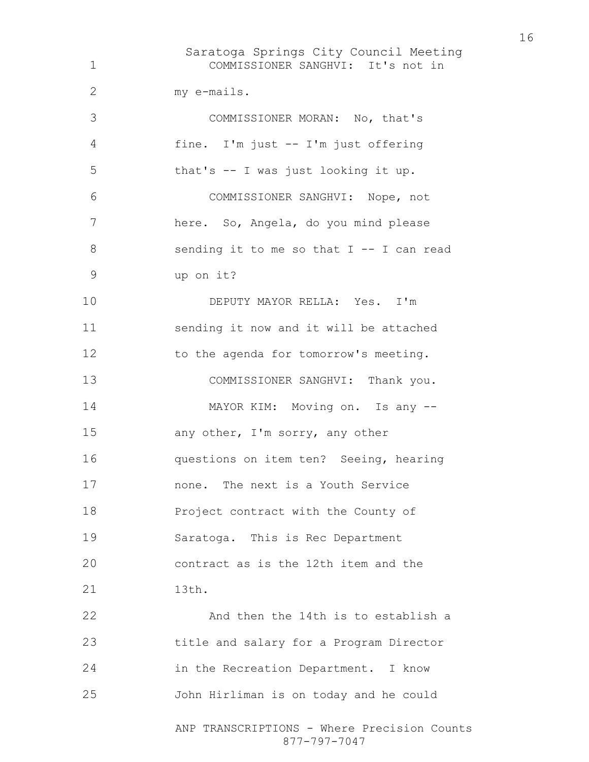COMMISSIONER SANGHVI: It's not in my e-mails.

COMMISSIONER MORAN: No, that's fine. I'm just -- I'm just offering that's -- I was just looking it up.

COMMISSIONER SANGHVI: Nope, not here. So, Angela, do you mind please sending it to me so that I -- I can read up on it?

DEPUTY MAYOR RELLA: Yes. I'm sending it now and it will be attached to the agenda for tomorrow's meeting.

COMMISSIONER SANGHVI: Thank you.

MAYOR KIM: Moving on. Is any -- any other, I'm sorry, any other questions on item ten? Seeing, hearing none. The next is a Youth Service Project contract with the County of Saratoga. This is Rec Department contract as is the 12th item and the 13th.

And then the 14th is to establish a title and salary for a Program Director in the Recreation Department. I know John Hirliman is on today and he could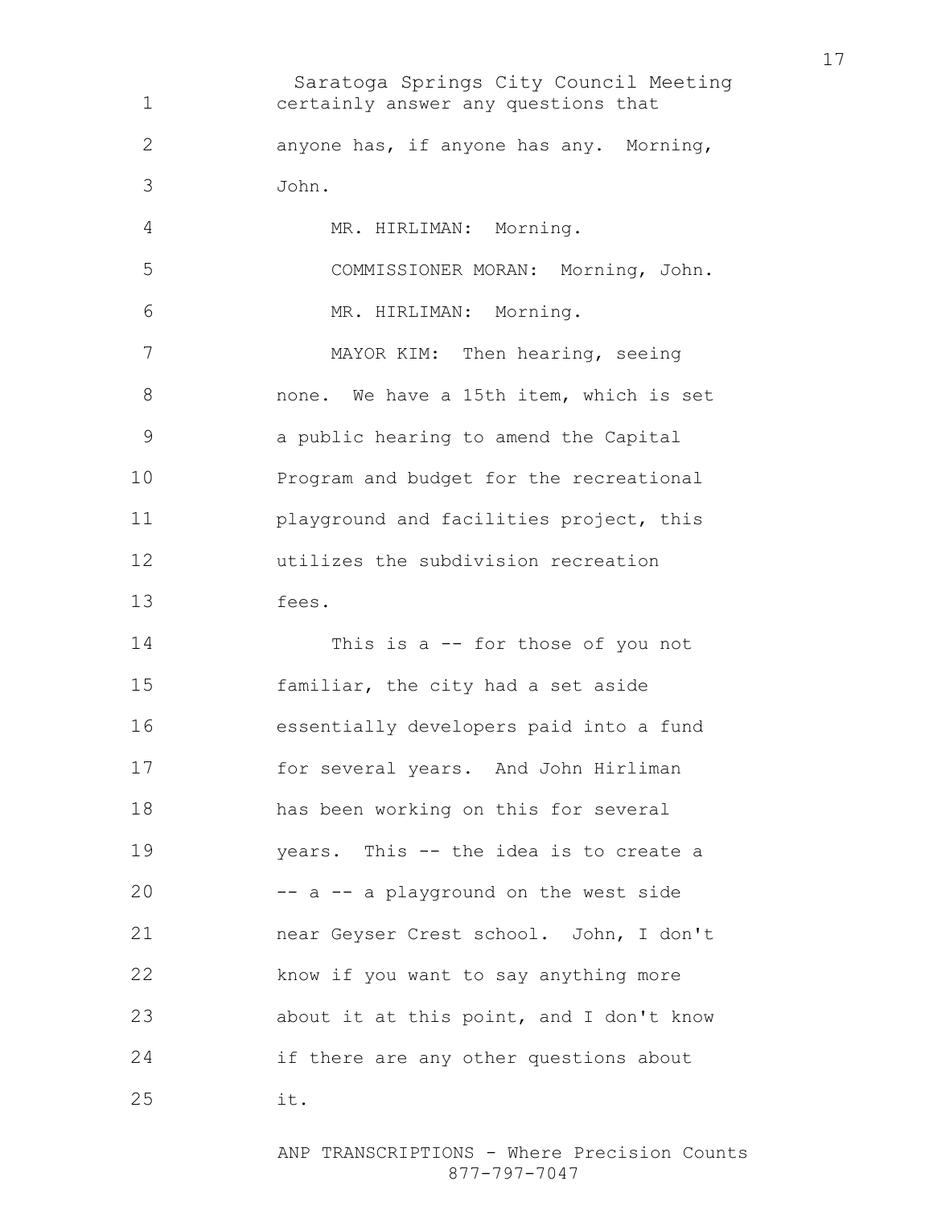certainly answer any questions that anyone has, if anyone has any. Morning, John.

MR. HIRLIMAN: Morning.

COMMISSIONER MORAN: Morning, John.

MR. HIRLIMAN: Morning.

MAYOR KIM: Then hearing, seeing none. We have a 15th item, which is set a public hearing to amend the Capital Program and budget for the recreational playground and facilities project, this utilizes the subdivision recreation fees.

This is a -- for those of you not familiar, the city had a set aside essentially developers paid into a fund for several years. And John Hirliman has been working on this for several years. This -- the idea is to create a -- a -- a playground on the west side near Geyser Crest school. John, I don't know if you want to say anything more about it at this point, and I don't know if there are any other questions about it.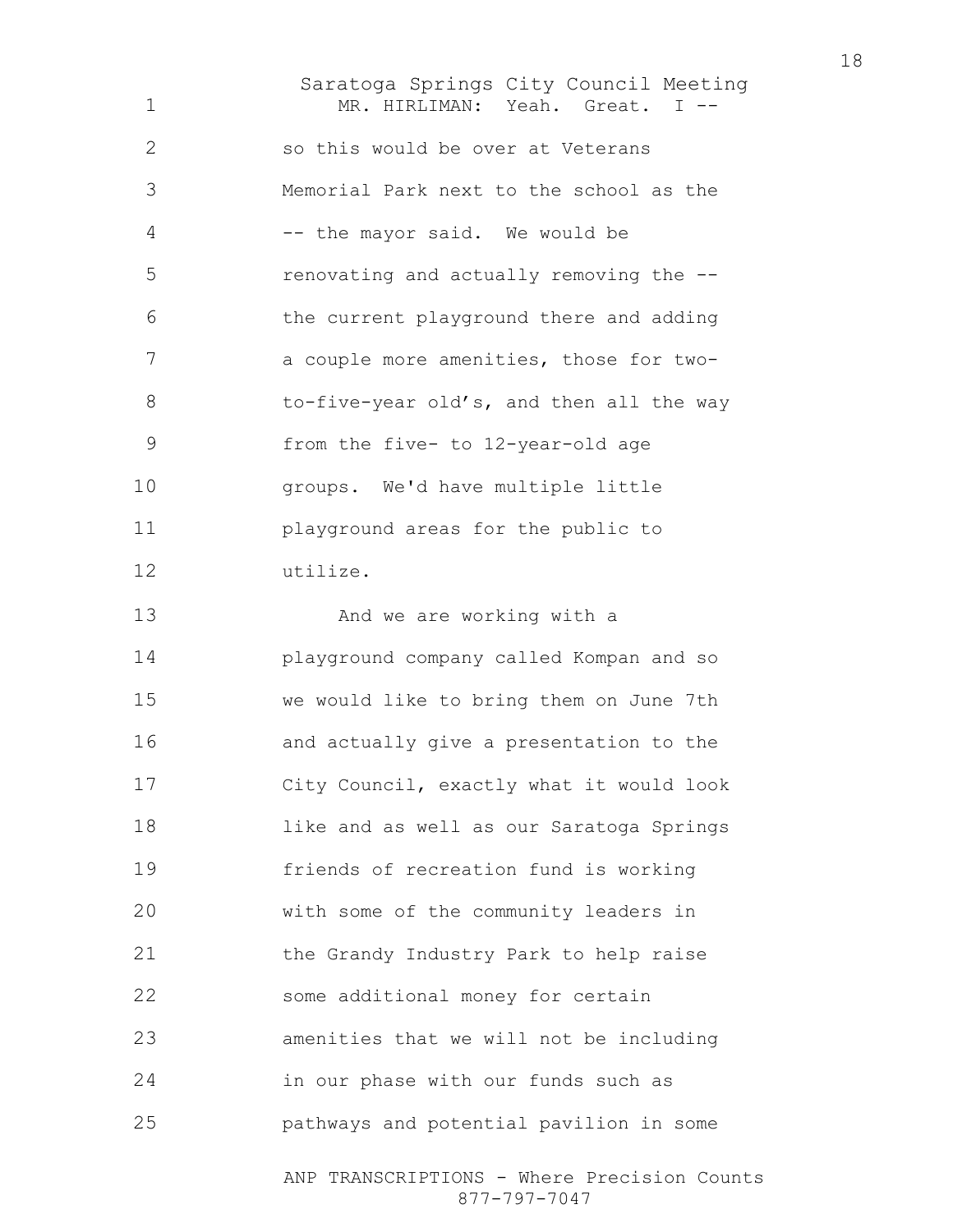MR. HIRLIMAN: Yeah. Great. I -- so this would be over at Veterans Memorial Park next to the school as the -- the mayor said. We would be renovating and actually removing the -- the current playground there and adding a couple more amenities, those for two-to-five-year old's, and then all the way from the five- to 12-year-old age groups. We'd have multiple little playground areas for the public to utilize.

And we are working with a playground company called Kompan and so we would like to bring them on June 7th and actually give a presentation to the City Council, exactly what it would look like and as well as our Saratoga Springs friends of recreation fund is working with some of the community leaders in the Grandy Industry Park to help raise some additional money for certain amenities that we will not be including in our phase with our funds such as pathways and potential pavilion in some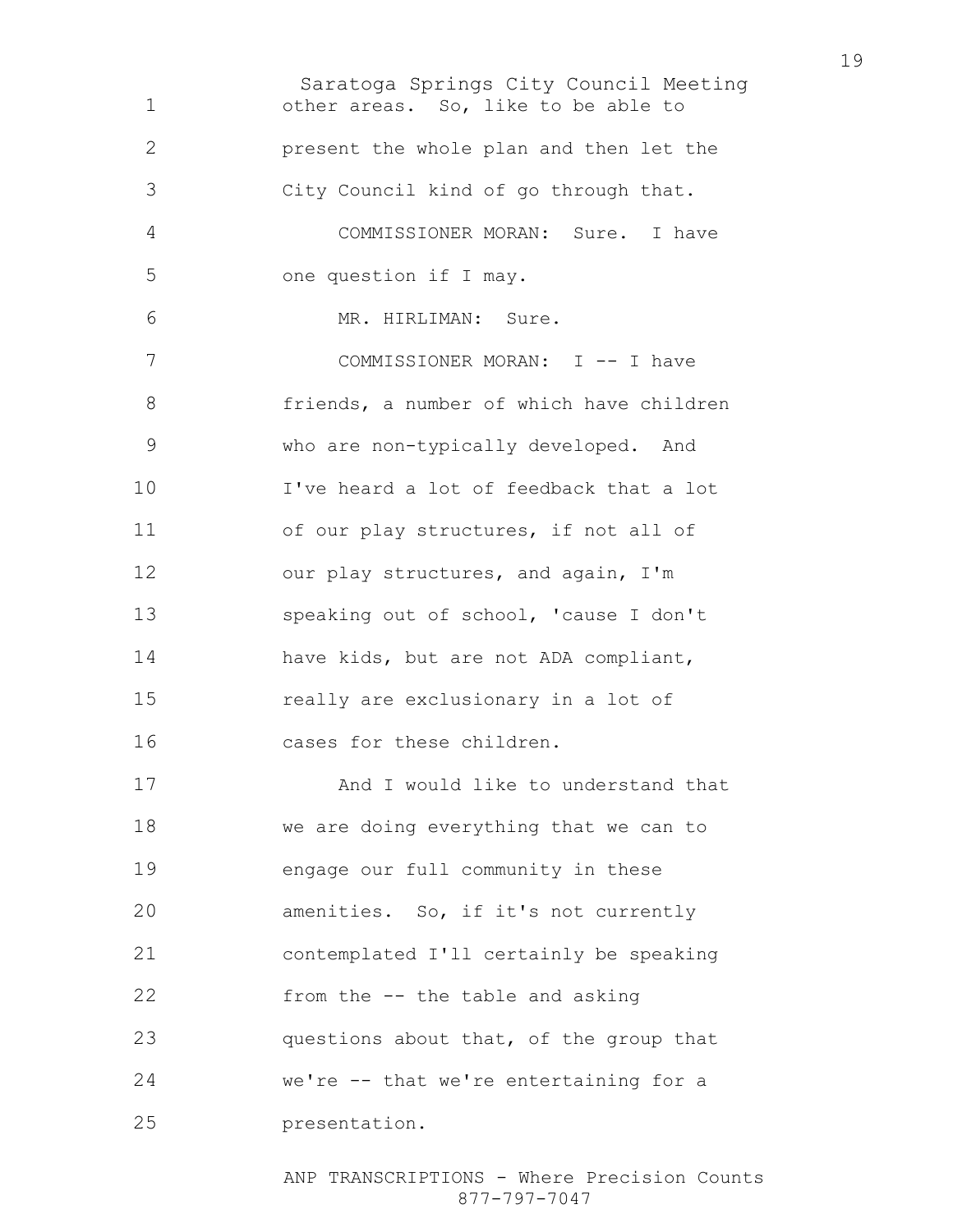other areas. So, like to be able to present the whole plan and then let the City Council kind of go through that.

COMMISSIONER MORAN: Sure. I have one question if I may.

MR. HIRLIMAN: Sure.

COMMISSIONER MORAN: I -- I have friends, a number of which have children who are non-typically developed. And I've heard a lot of feedback that a lot of our play structures, if not all of our play structures, and again, I'm speaking out of school, 'cause I don't have kids, but are not ADA compliant, really are exclusionary in a lot of cases for these children.

And I would like to understand that we are doing everything that we can to engage our full community in these amenities. So, if it's not currently contemplated I'll certainly be speaking from the -- the table and asking questions about that, of the group that we're -- that we're entertaining for a presentation.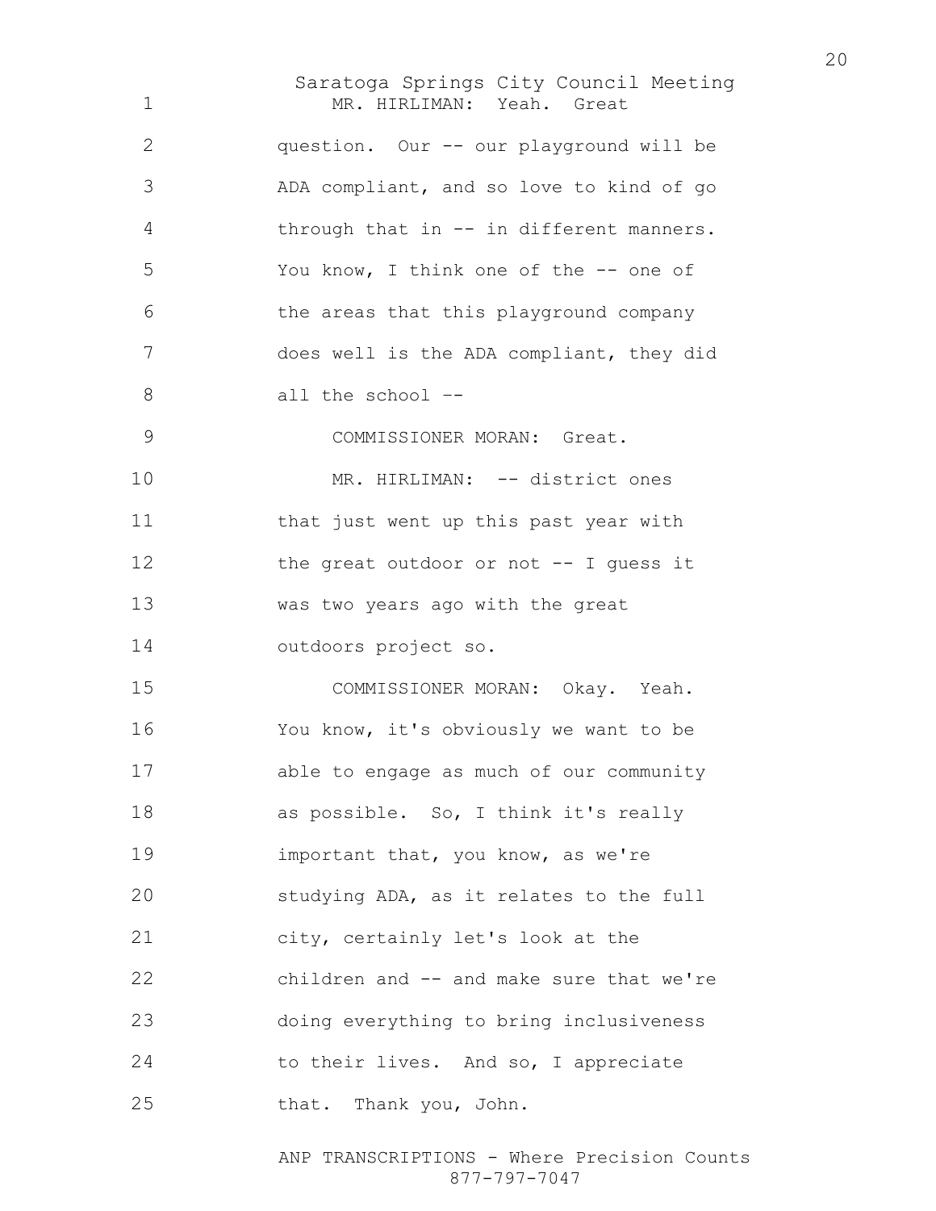MR. HIRLIMAN: Yeah. Great question. Our -- our playground will be ADA compliant, and so love to kind of go through that in -- in different manners. You know, I think one of the -- one of the areas that this playground company does well is the ADA compliant, they did all the school --

COMMISSIONER MORAN: Great.

MR. HIRLIMAN: -- district ones that just went up this past year with the great outdoor or not -- I guess it was two years ago with the great outdoors project so.

COMMISSIONER MORAN: Okay. Yeah. You know, it's obviously we want to be able to engage as much of our community as possible. So, I think it's really important that, you know, as we're studying ADA, as it relates to the full city, certainly let's look at the children and -- and make sure that we're doing everything to bring inclusiveness to their lives. And so, I appreciate that. Thank you, John.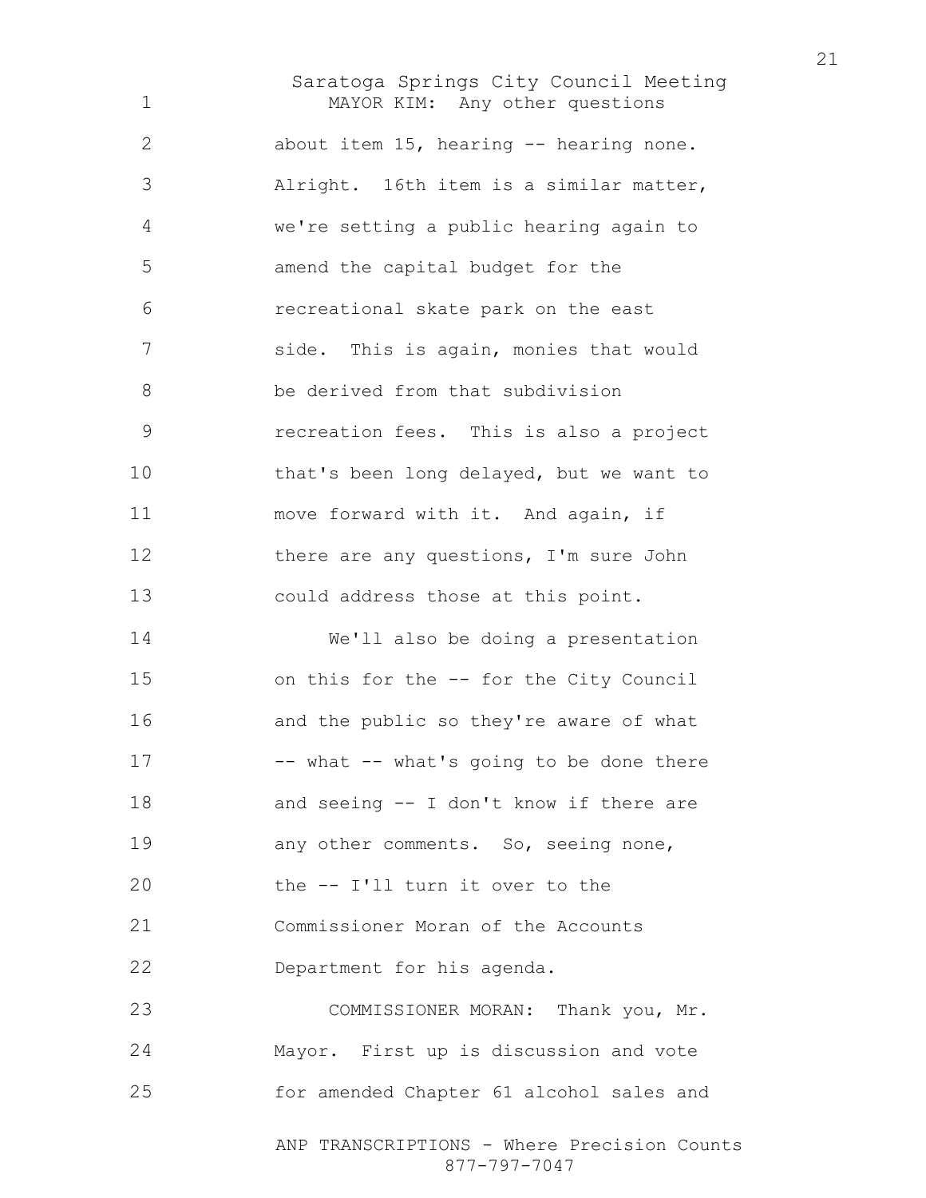MAYOR KIM: Any other questions about item 15, hearing -- hearing none. Alright. 16th item is a similar matter, we're setting a public hearing again to amend the capital budget for the recreational skate park on the east side. This is again, monies that would be derived from that subdivision recreation fees. This is also a project that's been long delayed, but we want to move forward with it. And again, if there are any questions, I'm sure John could address those at this point.

We'll also be doing a presentation on this for the -- for the City Council and the public so they're aware of what -- what -- what's going to be done there and seeing -- I don't know if there are any other comments. So, seeing none, the -- I'll turn it over to the Commissioner Moran of the Accounts Department for his agenda.

COMMISSIONER MORAN: Thank you, Mr. Mayor. First up is discussion and vote for amended Chapter 61 alcohol sales and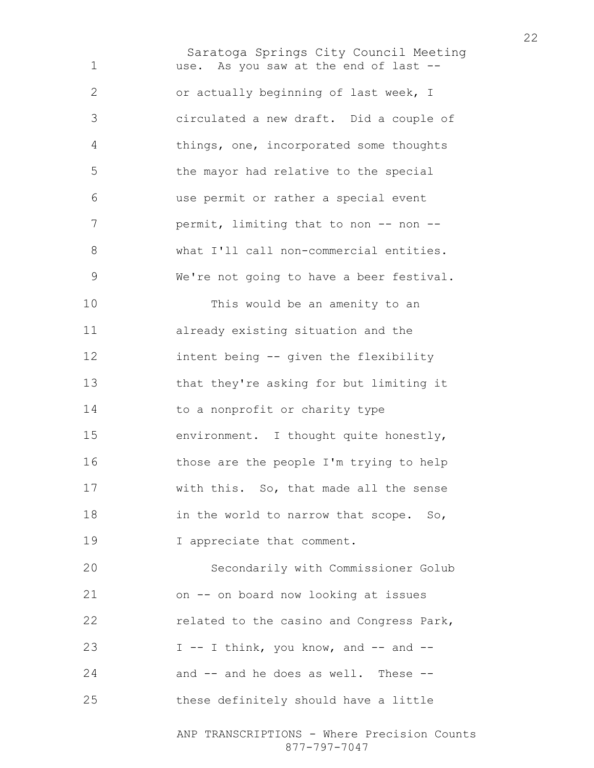use. As you saw at the end of last -- or actually beginning of last week, I circulated a new draft. Did a couple of things, one, incorporated some thoughts the mayor had relative to the special use permit or rather a special event permit, limiting that to non -- non -- what I'll call non-commercial entities. We're not going to have a beer festival.

This would be an amenity to an already existing situation and the intent being -- given the flexibility that they're asking for but limiting it to a nonprofit or charity type environment. I thought quite honestly, those are the people I'm trying to help with this. So, that made all the sense in the world to narrow that scope. So, I appreciate that comment.

Secondarily with Commissioner Golub on -- on board now looking at issues related to the casino and Congress Park, I -- I think, you know, and -- and -- and -- and he does as well. These -- these definitely should have a little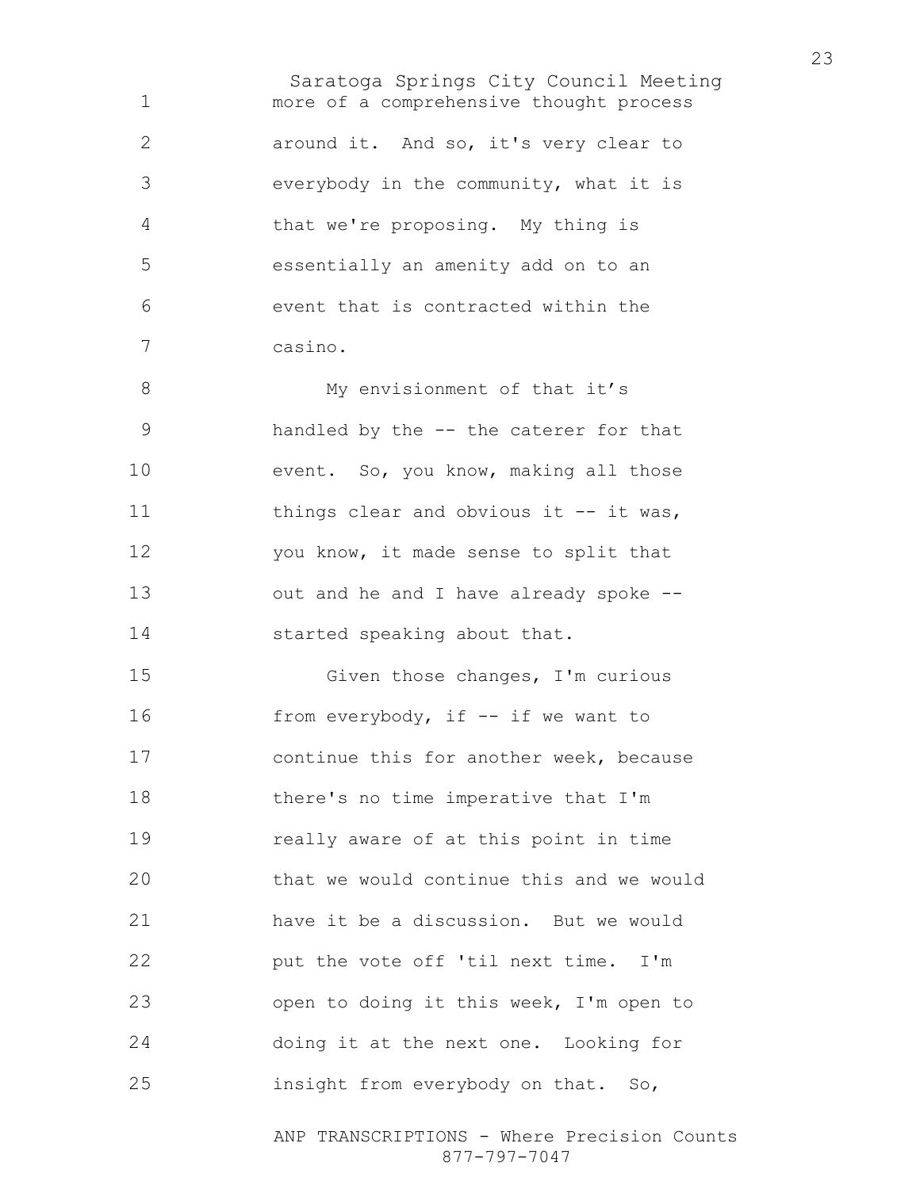more of a comprehensive thought process around it. And so, it's very clear to everybody in the community, what it is that we're proposing. My thing is essentially an amenity add on to an event that is contracted within the casino.

My envisionment of that it’s handled by the -- the caterer for that event. So, you know, making all those things clear and obvious it -- it was, you know, it made sense to split that out and he and I have already spoke -- started speaking about that.

Given those changes, I'm curious from everybody, if -- if we want to continue this for another week, because there's no time imperative that I'm really aware of at this point in time that we would continue this and we would have it be a discussion. But we would put the vote off 'til next time. I'm open to doing it this week, I'm open to doing it at the next one. Looking for insight from everybody on that. So,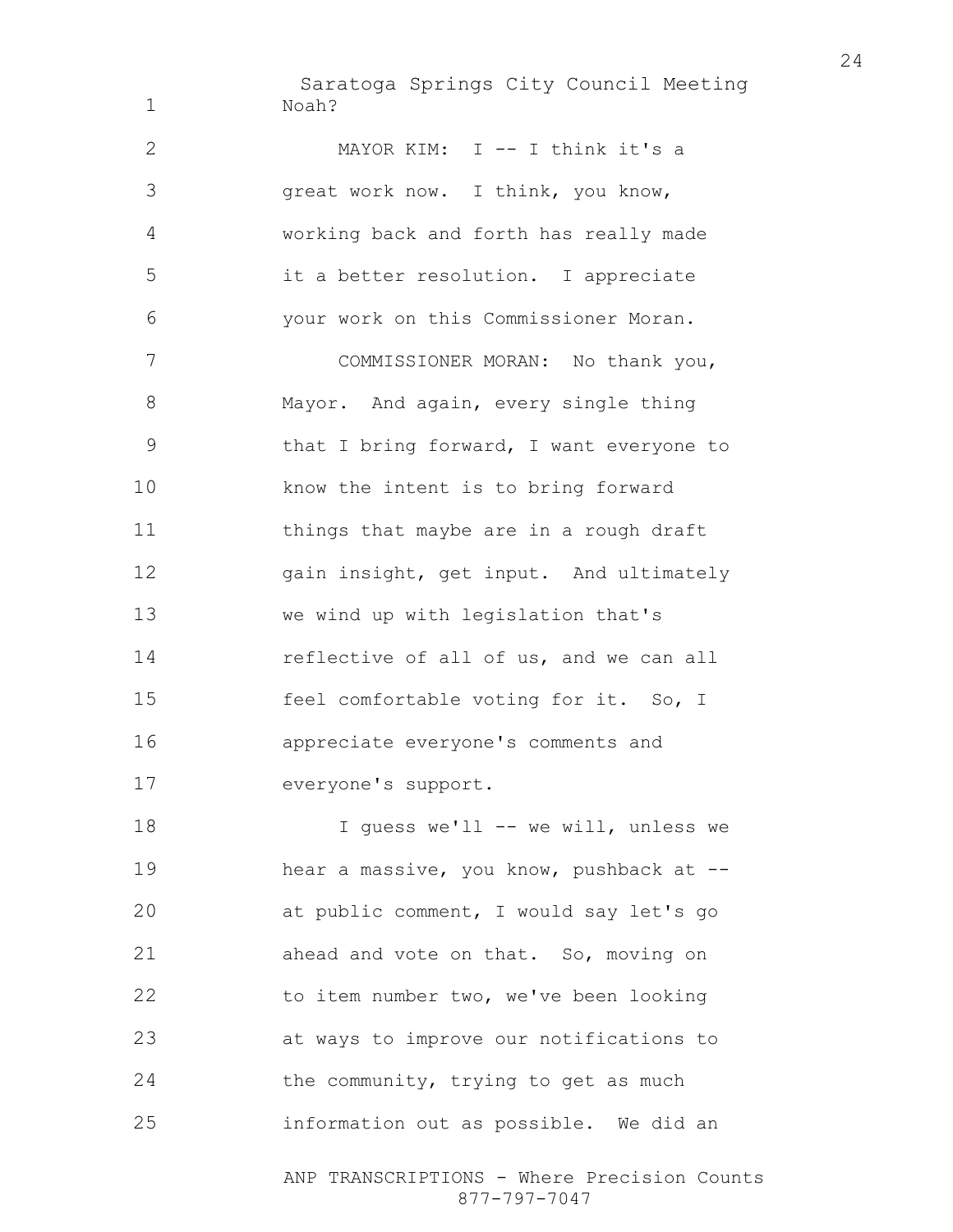Noah?

MAYOR KIM: I -- I think it's a great work now. I think, you know, working back and forth has really made it a better resolution. I appreciate your work on this Commissioner Moran.

COMMISSIONER MORAN: No thank you, Mayor. And again, every single thing that I bring forward, I want everyone to know the intent is to bring forward things that maybe are in a rough draft gain insight, get input. And ultimately we wind up with legislation that's reflective of all of us, and we can all feel comfortable voting for it. So, I appreciate everyone's comments and everyone's support.

I guess we'll -- we will, unless we hear a massive, you know, pushback at -- at public comment, I would say let's go ahead and vote on that. So, moving on to item number two, we've been looking at ways to improve our notifications to the community, trying to get as much information out as possible. We did an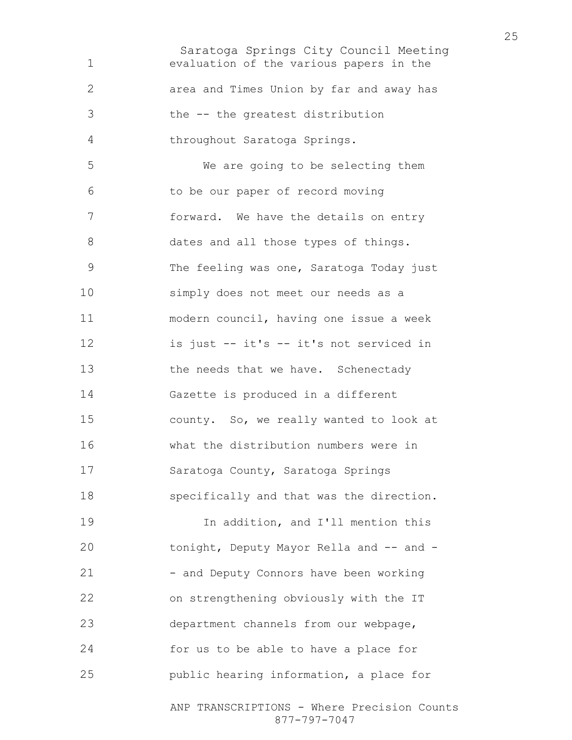evaluation of the various papers in the area and Times Union by far and away has the -- the greatest distribution throughout Saratoga Springs.

We are going to be selecting them to be our paper of record moving forward. We have the details on entry dates and all those types of things. The feeling was one, Saratoga Today just simply does not meet our needs as a modern council, having one issue a week is just -- it's -- it's not serviced in the needs that we have. Schenectady Gazette is produced in a different county. So, we really wanted to look at what the distribution numbers were in Saratoga County, Saratoga Springs specifically and that was the direction.

In addition, and I'll mention this tonight, Deputy Mayor Rella and -- and -- and Deputy Connors have been working on strengthening obviously with the IT department channels from our webpage, for us to be able to have a place for public hearing information, a place for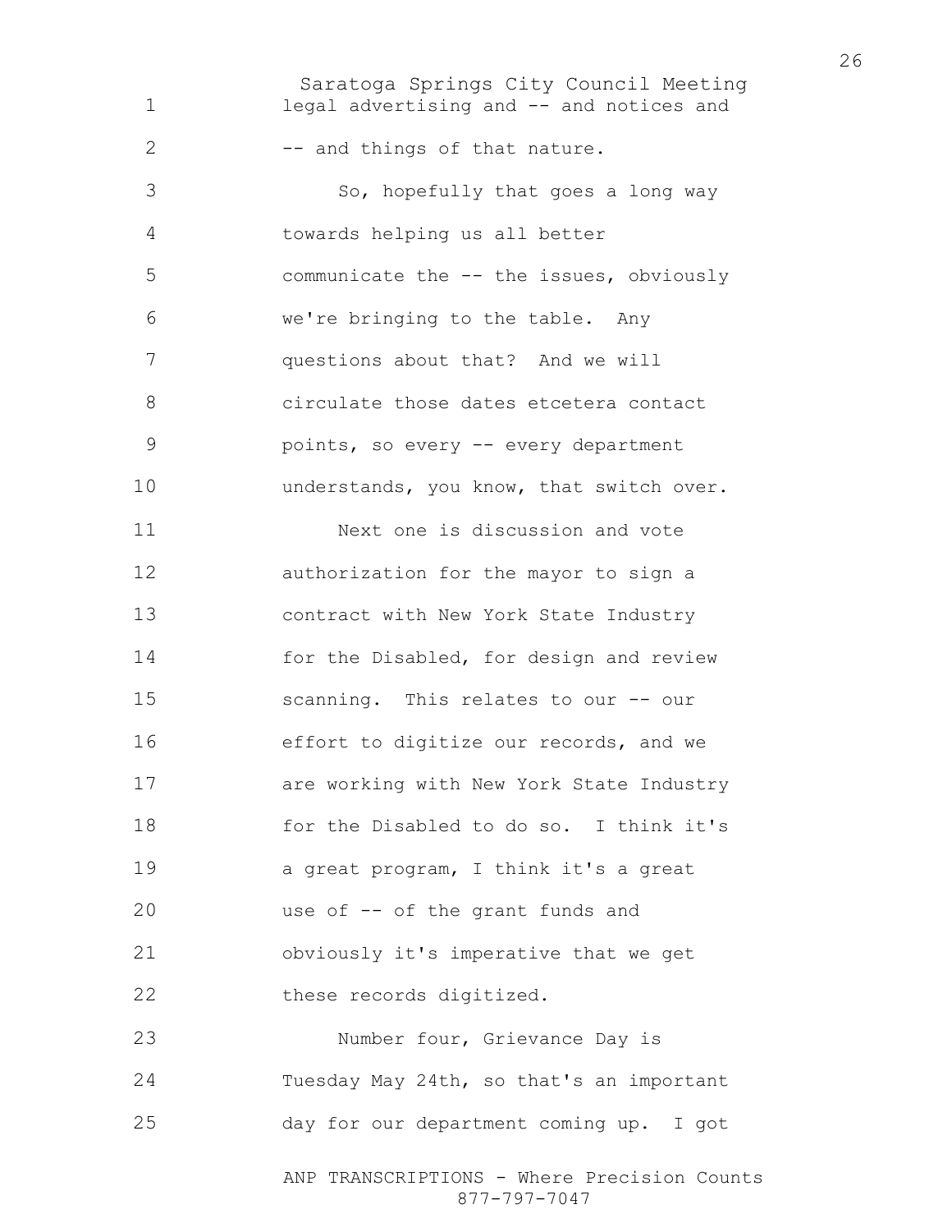legal advertising and -- and notices and -- and things of that nature.

So, hopefully that goes a long way towards helping us all better communicate the -- the issues, obviously we're bringing to the table. Any questions about that? And we will circulate those dates etcetera contact points, so every -- every department understands, you know, that switch over.

Next one is discussion and vote authorization for the mayor to sign a contract with New York State Industry for the Disabled, for design and review scanning. This relates to our -- our effort to digitize our records, and we are working with New York State Industry for the Disabled to do so. I think it's a great program, I think it's a great use of -- of the grant funds and obviously it's imperative that we get these records digitized.

Number four, Grievance Day is Tuesday May 24th, so that's an important day for our department coming up. I got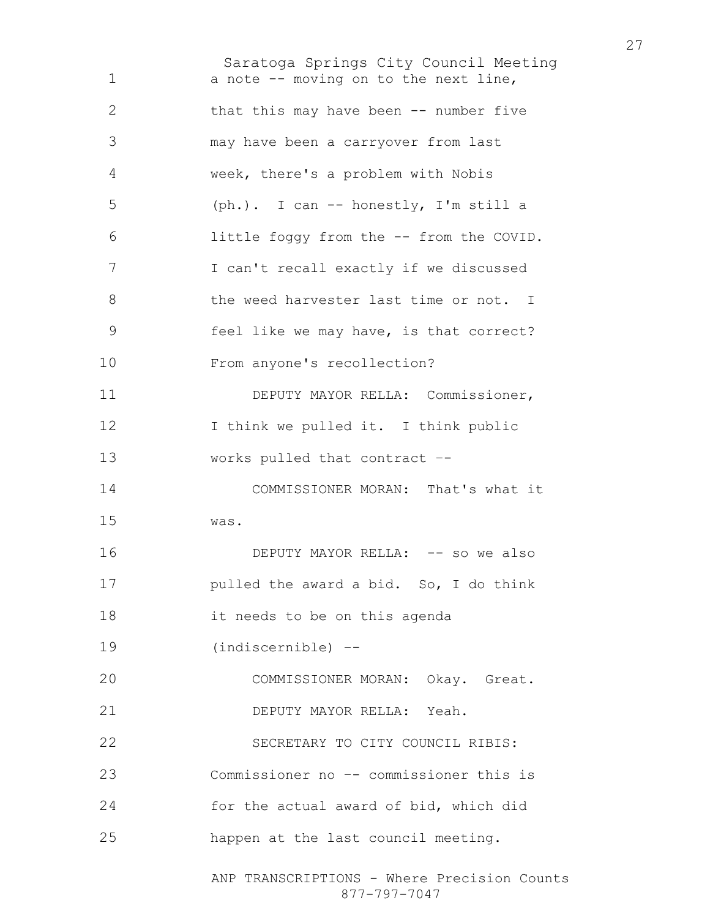a note -- moving on to the next line, that this may have been -- number five may have been a carryover from last week, there's a problem with Nobis (ph.). I can -- honestly, I'm still a little foggy from the -- from the COVID. I can't recall exactly if we discussed the weed harvester last time or not. I feel like we may have, is that correct? From anyone's recollection?

DEPUTY MAYOR RELLA: Commissioner, I think we pulled it. I think public works pulled that contract --

COMMISSIONER MORAN: That's what it was.

DEPUTY MAYOR RELLA: -- so we also pulled the award a bid. So, I do think it needs to be on this agenda (indiscernible) --

COMMISSIONER MORAN: Okay. Great.

DEPUTY MAYOR RELLA: Yeah.

SECRETARY TO CITY COUNCIL RIBIS: Commissioner no -- commissioner this is for the actual award of bid, which did happen at the last council meeting.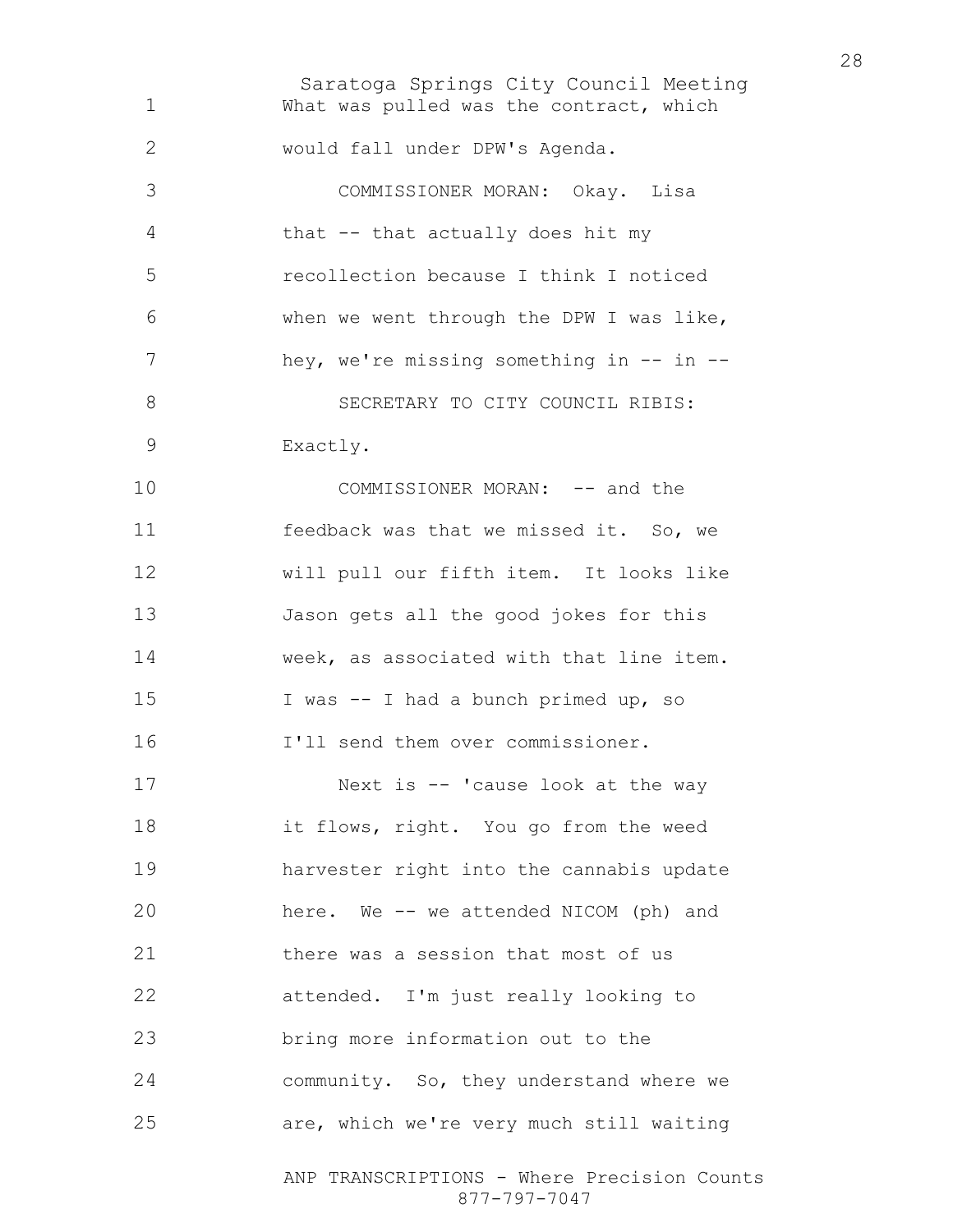What was pulled was the contract, which would fall under DPW's Agenda.

COMMISSIONER MORAN: Okay. Lisa that -- that actually does hit my recollection because I think I noticed when we went through the DPW I was like, hey, we're missing something in -- in --

SECRETARY TO CITY COUNCIL RIBIS: Exactly.

COMMISSIONER MORAN: -- and the feedback was that we missed it. So, we will pull our fifth item. It looks like Jason gets all the good jokes for this week, as associated with that line item. I was -- I had a bunch primed up, so I'll send them over commissioner.

Next is -- 'cause look at the way it flows, right. You go from the weed harvester right into the cannabis update here. We -- we attended NICOM (ph) and there was a session that most of us attended. I'm just really looking to bring more information out to the community. So, they understand where we are, which we're very much still waiting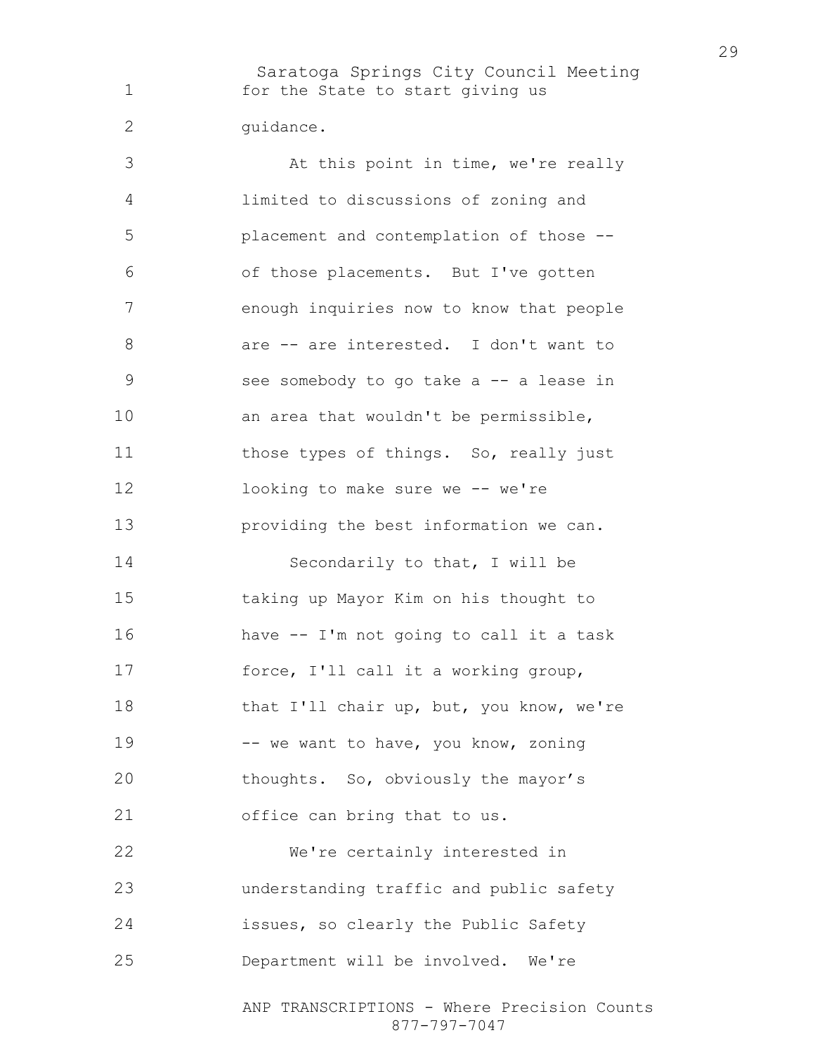for the State to start giving us guidance.

At this point in time, we're really limited to discussions of zoning and placement and contemplation of those -- of those placements. But I've gotten enough inquiries now to know that people are -- are interested. I don't want to see somebody to go take a -- a lease in an area that wouldn't be permissible, those types of things. So, really just looking to make sure we -- we're providing the best information we can.

Secondarily to that, I will be taking up Mayor Kim on his thought to have -- I'm not going to call it a task force, I'll call it a working group, that I'll chair up, but, you know, we're -- we want to have, you know, zoning thoughts. So, obviously the mayor's office can bring that to us.

We're certainly interested in understanding traffic and public safety issues, so clearly the Public Safety Department will be involved. We're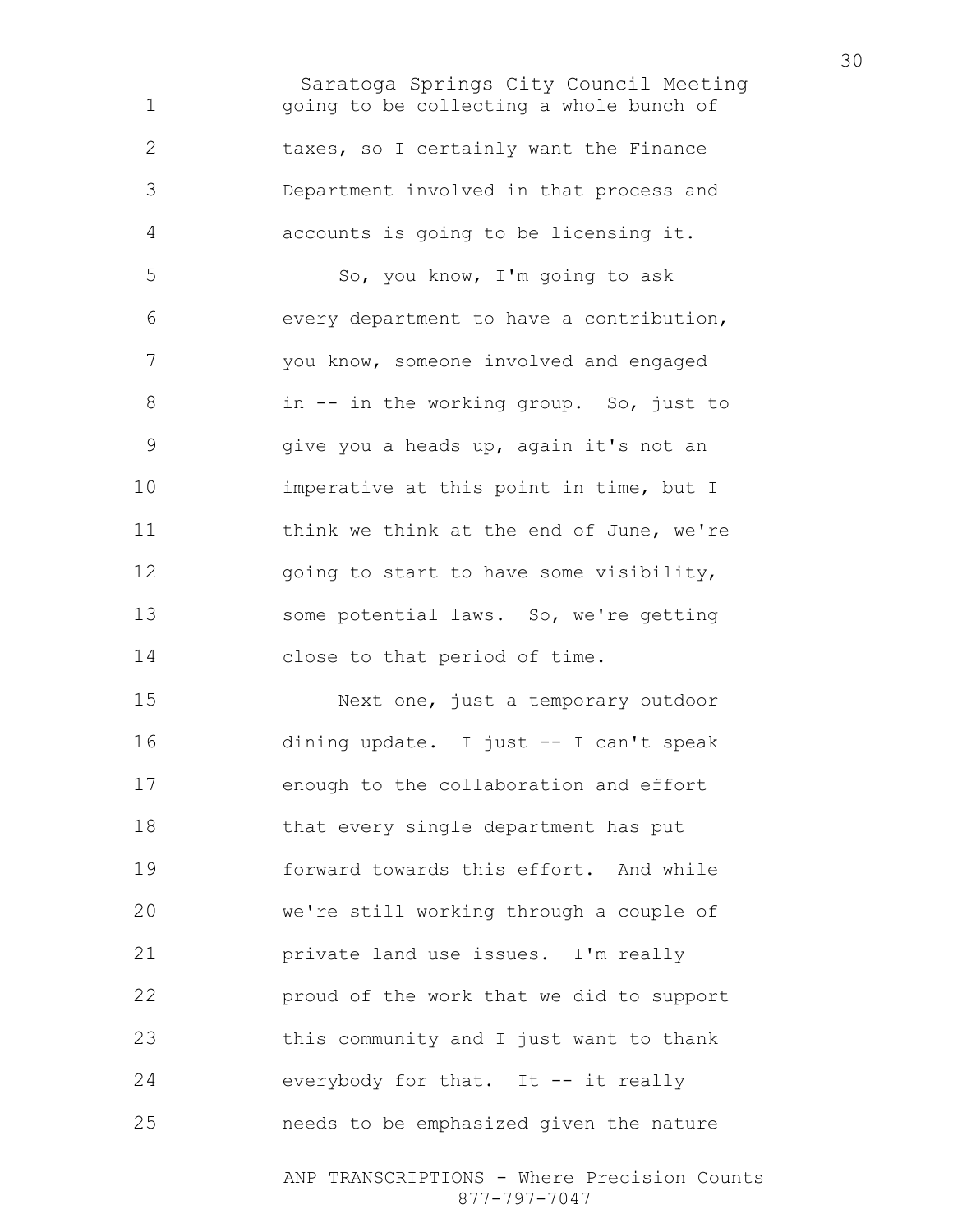going to be collecting a whole bunch of taxes, so I certainly want the Finance Department involved in that process and accounts is going to be licensing it.

So, you know, I'm going to ask every department to have a contribution, you know, someone involved and engaged in -- in the working group. So, just to give you a heads up, again it's not an imperative at this point in time, but I think we think at the end of June, we're going to start to have some visibility, some potential laws. So, we're getting close to that period of time.

Next one, just a temporary outdoor dining update. I just -- I can't speak enough to the collaboration and effort that every single department has put forward towards this effort. And while we're still working through a couple of private land use issues. I'm really proud of the work that we did to support this community and I just want to thank everybody for that. It -- it really needs to be emphasized given the nature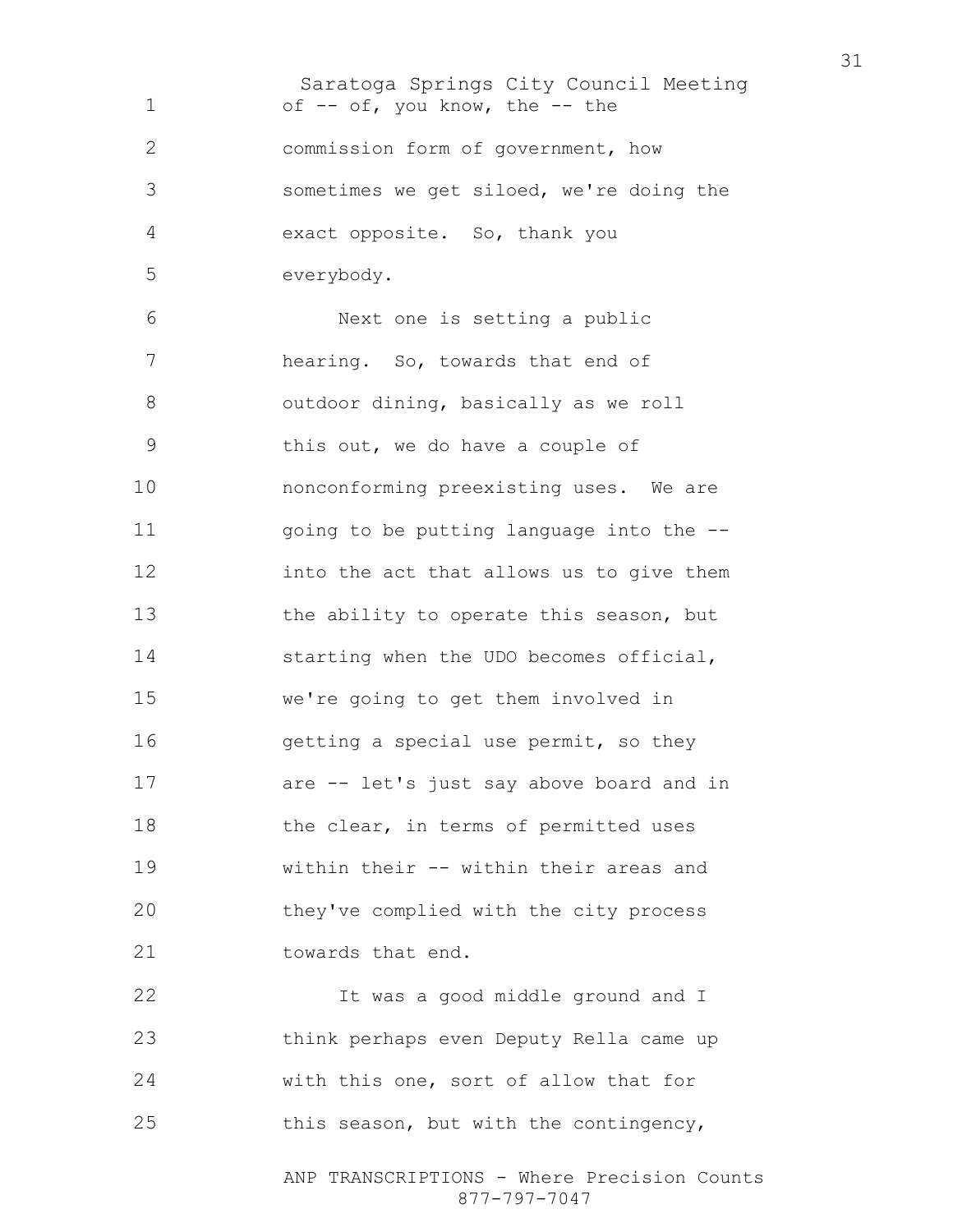of -- of, you know, the -- the commission form of government, how sometimes we get siloed, we're doing the exact opposite. So, thank you everybody.

Next one is setting a public hearing. So, towards that end of outdoor dining, basically as we roll this out, we do have a couple of nonconforming preexisting uses. We are going to be putting language into the -- into the act that allows us to give them the ability to operate this season, but starting when the UDO becomes official, we're going to get them involved in getting a special use permit, so they are -- let's just say above board and in the clear, in terms of permitted uses within their -- within their areas and they've complied with the city process towards that end.

It was a good middle ground and I think perhaps even Deputy Rella came up with this one, sort of allow that for this season, but with the contingency,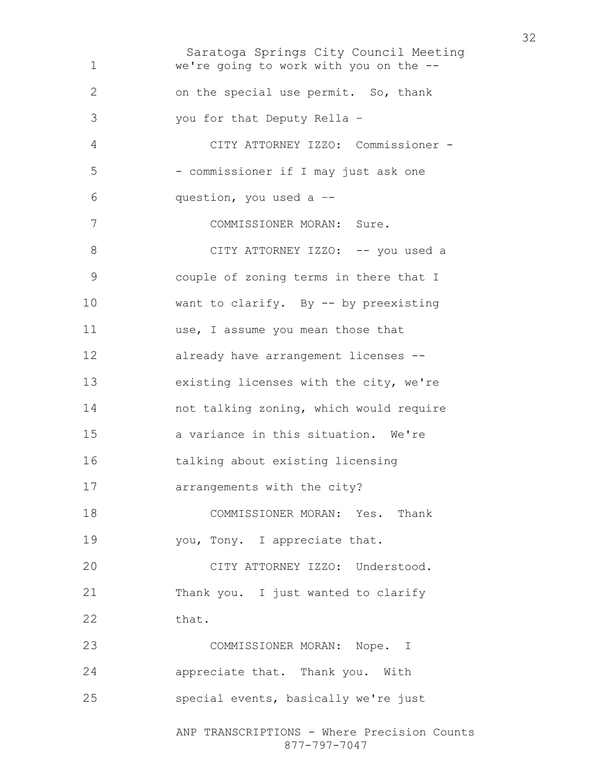we're going to work with you on the -- on the special use permit. So, thank you for that Deputy Rella –

CITY ATTORNEY IZZO: Commissioner - - commissioner if I may just ask one question, you used a --

COMMISSIONER MORAN: Sure.

CITY ATTORNEY IZZO: -- you used a couple of zoning terms in there that I want to clarify. By -- by preexisting use, I assume you mean those that already have arrangement licenses -- existing licenses with the city, we're not talking zoning, which would require a variance in this situation. We're talking about existing licensing arrangements with the city?

COMMISSIONER MORAN: Yes. Thank you, Tony. I appreciate that.

CITY ATTORNEY IZZO: Understood. Thank you. I just wanted to clarify that.

COMMISSIONER MORAN: Nope. I appreciate that. Thank you. With special events, basically we're just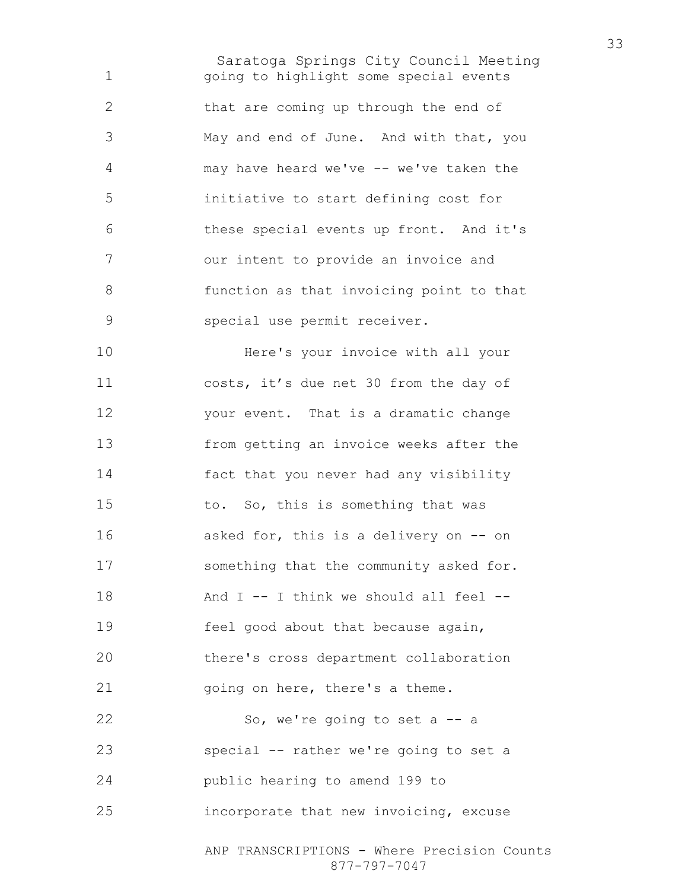going to highlight some special events that are coming up through the end of May and end of June. And with that, you may have heard we've -- we've taken the initiative to start defining cost for these special events up front. And it's our intent to provide an invoice and function as that invoicing point to that special use permit receiver.

Here's your invoice with all your costs, it's due net 30 from the day of your event. That is a dramatic change from getting an invoice weeks after the fact that you never had any visibility to. So, this is something that was asked for, this is a delivery on -- on something that the community asked for. And I -- I think we should all feel -- feel good about that because again, there's cross department collaboration going on here, there's a theme.

So, we're going to set a -- a special -- rather we're going to set a public hearing to amend 199 to incorporate that new invoicing, excuse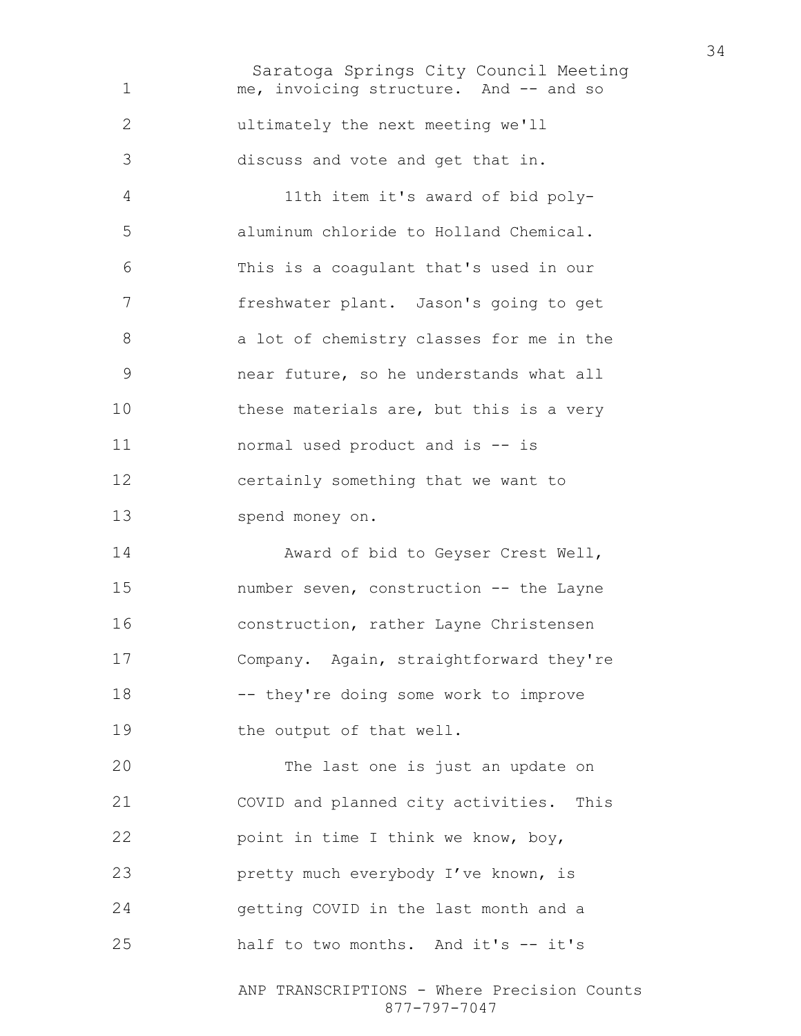me, invoicing structure. And -- and so ultimately the next meeting we'll discuss and vote and get that in.

11th item it's award of bid poly-aluminum chloride to Holland Chemical. This is a coagulant that's used in our freshwater plant. Jason's going to get a lot of chemistry classes for me in the near future, so he understands what all these materials are, but this is a very normal used product and is -- is certainly something that we want to spend money on.

Award of bid to Geyser Crest Well, number seven, construction -- the Layne construction, rather Layne Christensen Company. Again, straightforward they're -- they're doing some work to improve the output of that well.

The last one is just an update on COVID and planned city activities. This point in time I think we know, boy, pretty much everybody I've known, is getting COVID in the last month and a half to two months. And it's -- it's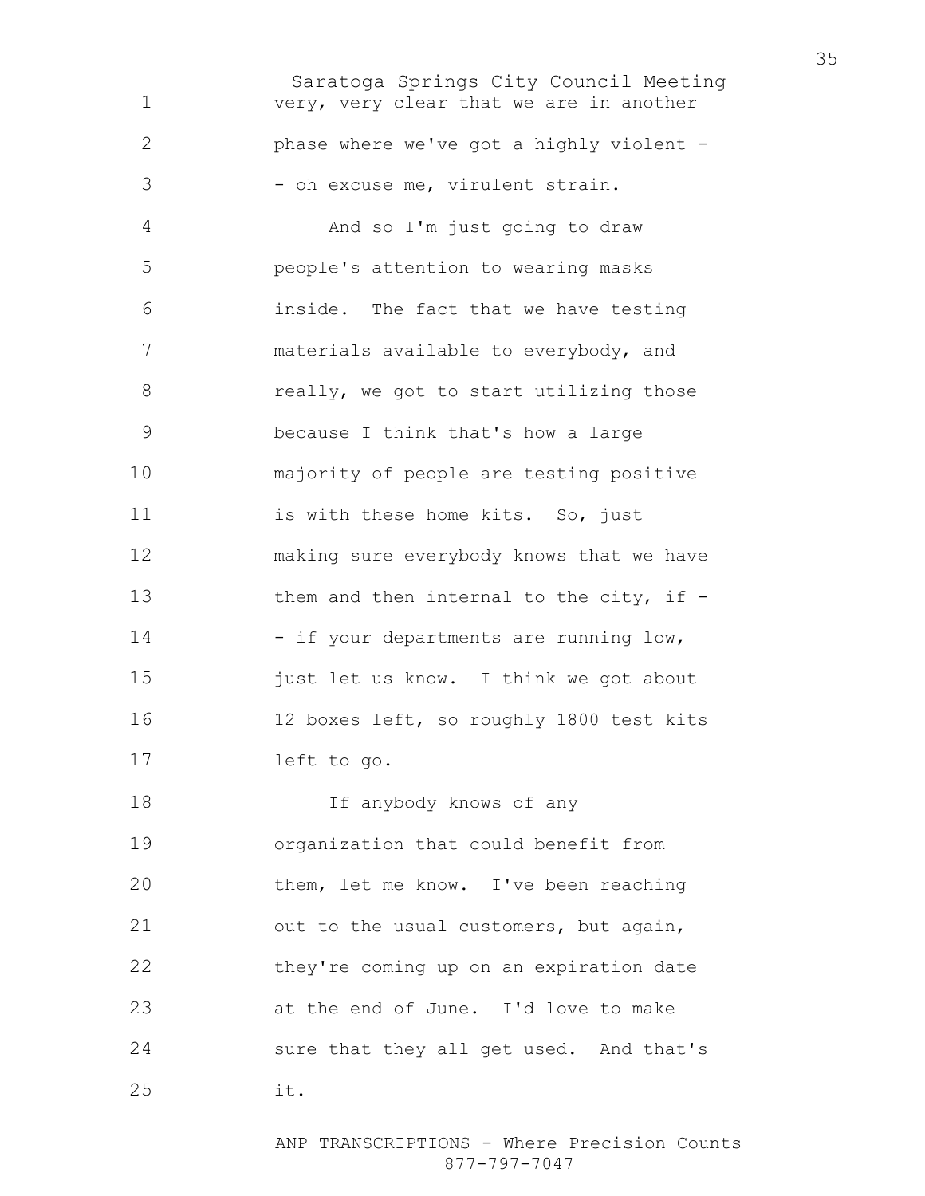very, very clear that we are in another phase where we've got a highly violent -- oh excuse me, virulent strain.

And so I'm just going to draw people's attention to wearing masks inside. The fact that we have testing materials available to everybody, and really, we got to start utilizing those because I think that's how a large majority of people are testing positive is with these home kits. So, just making sure everybody knows that we have them and then internal to the city, if -- if your departments are running low, just let us know. I think we got about 12 boxes left, so roughly 1800 test kits left to go.

If anybody knows of any organization that could benefit from them, let me know. I've been reaching out to the usual customers, but again, they're coming up on an expiration date at the end of June. I'd love to make sure that they all get used. And that's it.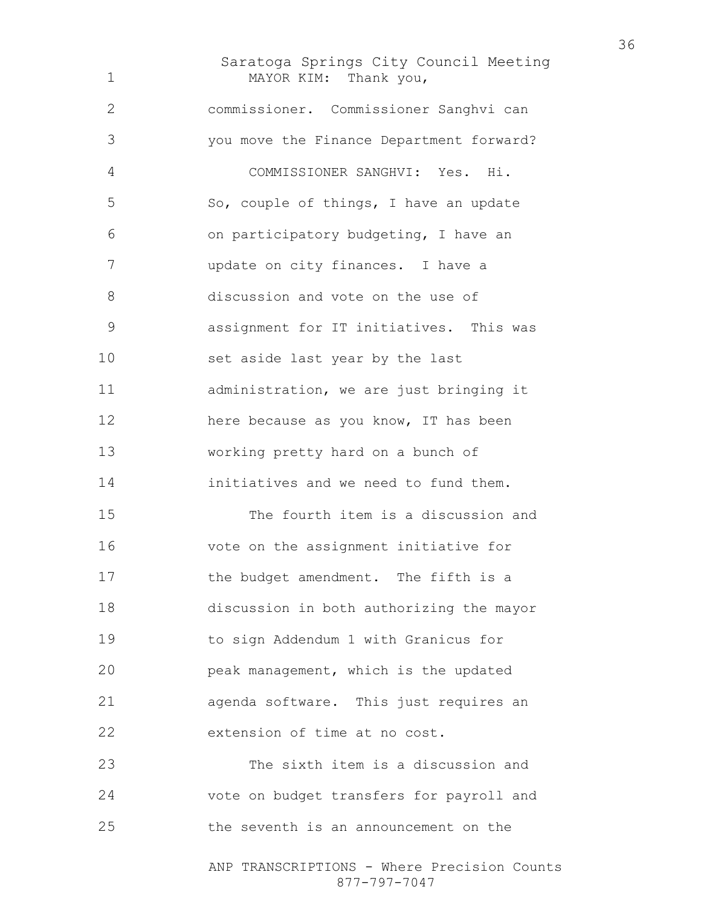MAYOR KIM: Thank you, commissioner. Commissioner Sanghvi can you move the Finance Department forward?

COMMISSIONER SANGHVI: Yes. Hi. So, couple of things, I have an update on participatory budgeting, I have an update on city finances. I have a discussion and vote on the use of assignment for IT initiatives. This was set aside last year by the last administration, we are just bringing it here because as you know, IT has been working pretty hard on a bunch of initiatives and we need to fund them.

The fourth item is a discussion and vote on the assignment initiative for the budget amendment. The fifth is a discussion in both authorizing the mayor to sign Addendum 1 with Granicus for peak management, which is the updated agenda software. This just requires an extension of time at no cost.

The sixth item is a discussion and vote on budget transfers for payroll and the seventh is an announcement on the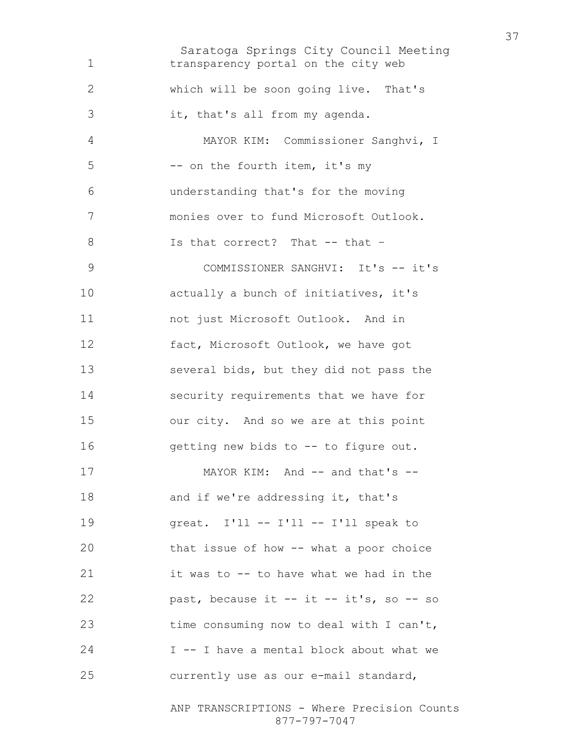transparency portal on the city web which will be soon going live. That's it, that's all from my agenda.

MAYOR KIM: Commissioner Sanghvi, I -- on the fourth item, it's my understanding that's for the moving monies over to fund Microsoft Outlook. Is that correct? That -- that –

COMMISSIONER SANGHVI: It's -- it's actually a bunch of initiatives, it's not just Microsoft Outlook. And in fact, Microsoft Outlook, we have got several bids, but they did not pass the security requirements that we have for our city. And so we are at this point getting new bids to -- to figure out.

MAYOR KIM: And -- and that's -- and if we're addressing it, that's great. I'll -- I'll -- I'll speak to that issue of how -- what a poor choice it was to -- to have what we had in the past, because it -- it -- it's, so -- so time consuming now to deal with I can't, I -- I have a mental block about what we currently use as our e-mail standard,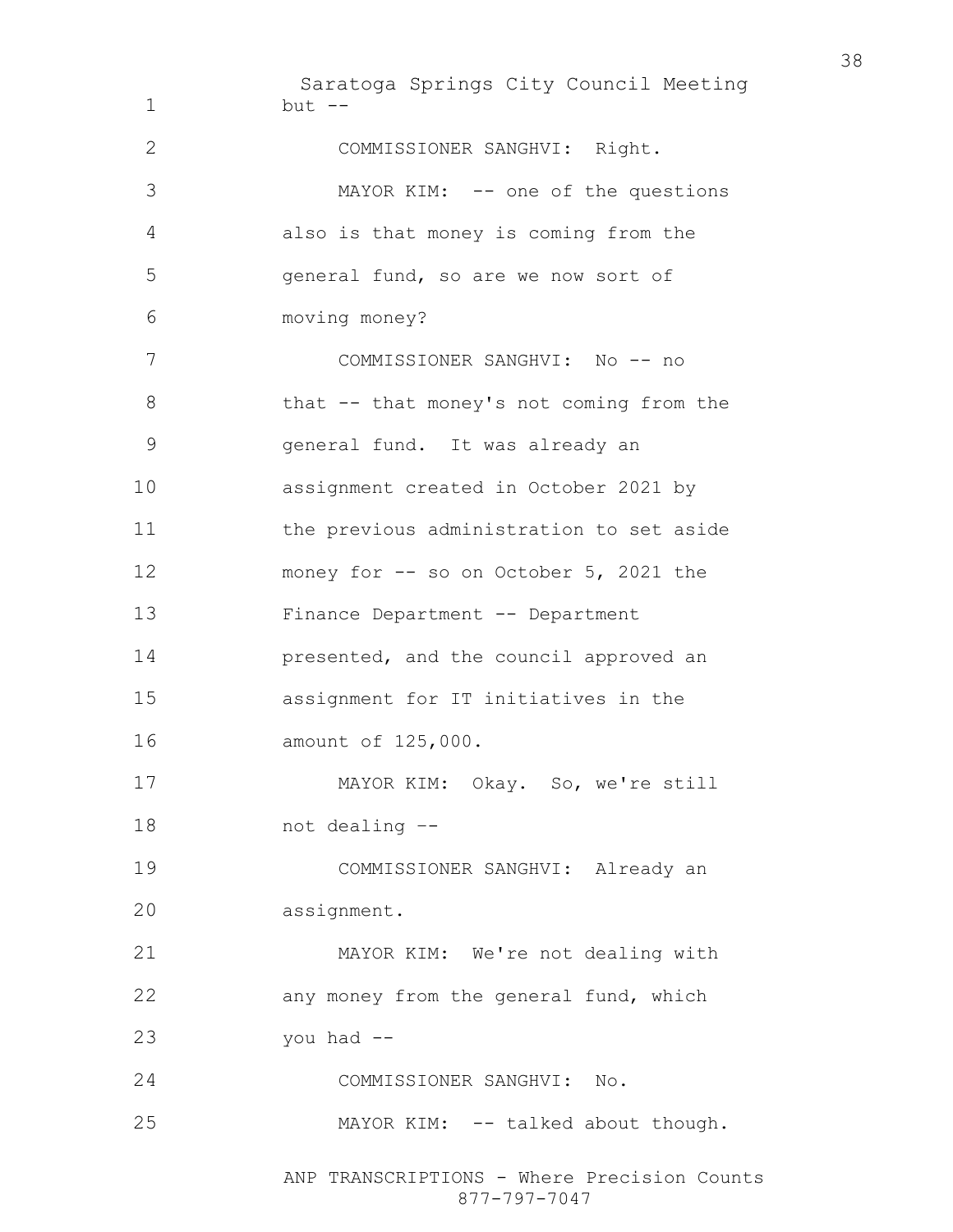but --

COMMISSIONER SANGHVI: Right.

MAYOR KIM: -- one of the questions also is that money is coming from the general fund, so are we now sort of moving money?

COMMISSIONER SANGHVI: No -- no that -- that money's not coming from the general fund. It was already an assignment created in October 2021 by the previous administration to set aside money for -- so on October 5, 2021 the Finance Department -- Department presented, and the council approved an assignment for IT initiatives in the amount of 125,000.

MAYOR KIM: Okay. So, we're still not dealing --

COMMISSIONER SANGHVI: Already an assignment.

MAYOR KIM: We're not dealing with any money from the general fund, which you had --

COMMISSIONER SANGHVI: No.

MAYOR KIM: -- talked about though.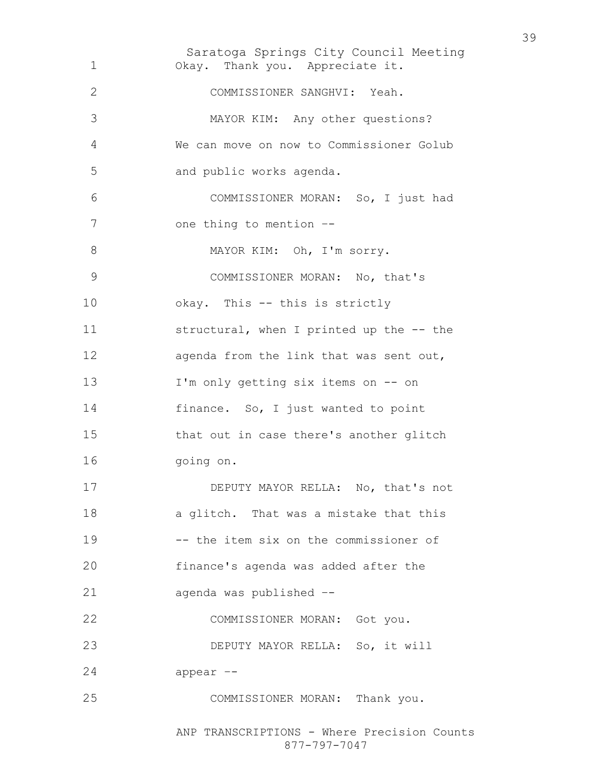Okay. Thank you. Appreciate it.

COMMISSIONER SANGHVI: Yeah.

MAYOR KIM: Any other questions? We can move on now to Commissioner Golub and public works agenda.

COMMISSIONER MORAN: So, I just had one thing to mention --

MAYOR KIM: Oh, I'm sorry.

COMMISSIONER MORAN: No, that's okay. This -- this is strictly structural, when I printed up the -- the agenda from the link that was sent out, I'm only getting six items on -- on finance. So, I just wanted to point that out in case there's another glitch going on.

DEPUTY MAYOR RELLA: No, that's not a glitch. That was a mistake that this -- the item six on the commissioner of finance's agenda was added after the agenda was published --

COMMISSIONER MORAN: Got you.

DEPUTY MAYOR RELLA: So, it will appear --

COMMISSIONER MORAN: Thank you.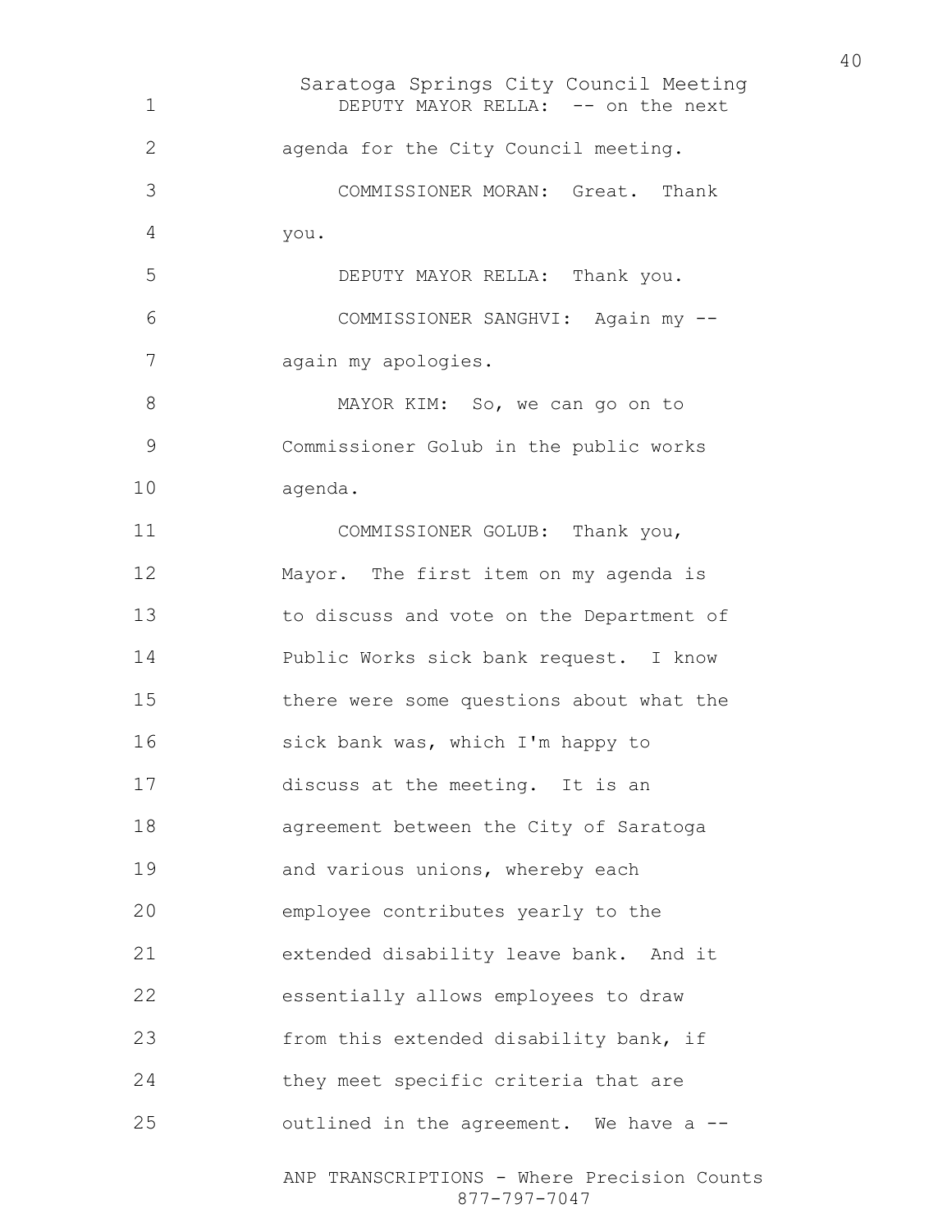DEPUTY MAYOR RELLA: -- on the next agenda for the City Council meeting.

COMMISSIONER MORAN: Great. Thank you.

DEPUTY MAYOR RELLA: Thank you.

COMMISSIONER SANGHVI: Again my -- again my apologies.

MAYOR KIM: So, we can go on to Commissioner Golub in the public works agenda.

COMMISSIONER GOLUB: Thank you, Mayor. The first item on my agenda is to discuss and vote on the Department of Public Works sick bank request. I know there were some questions about what the sick bank was, which I'm happy to discuss at the meeting. It is an agreement between the City of Saratoga and various unions, whereby each employee contributes yearly to the extended disability leave bank. And it essentially allows employees to draw from this extended disability bank, if they meet specific criteria that are outlined in the agreement. We have a --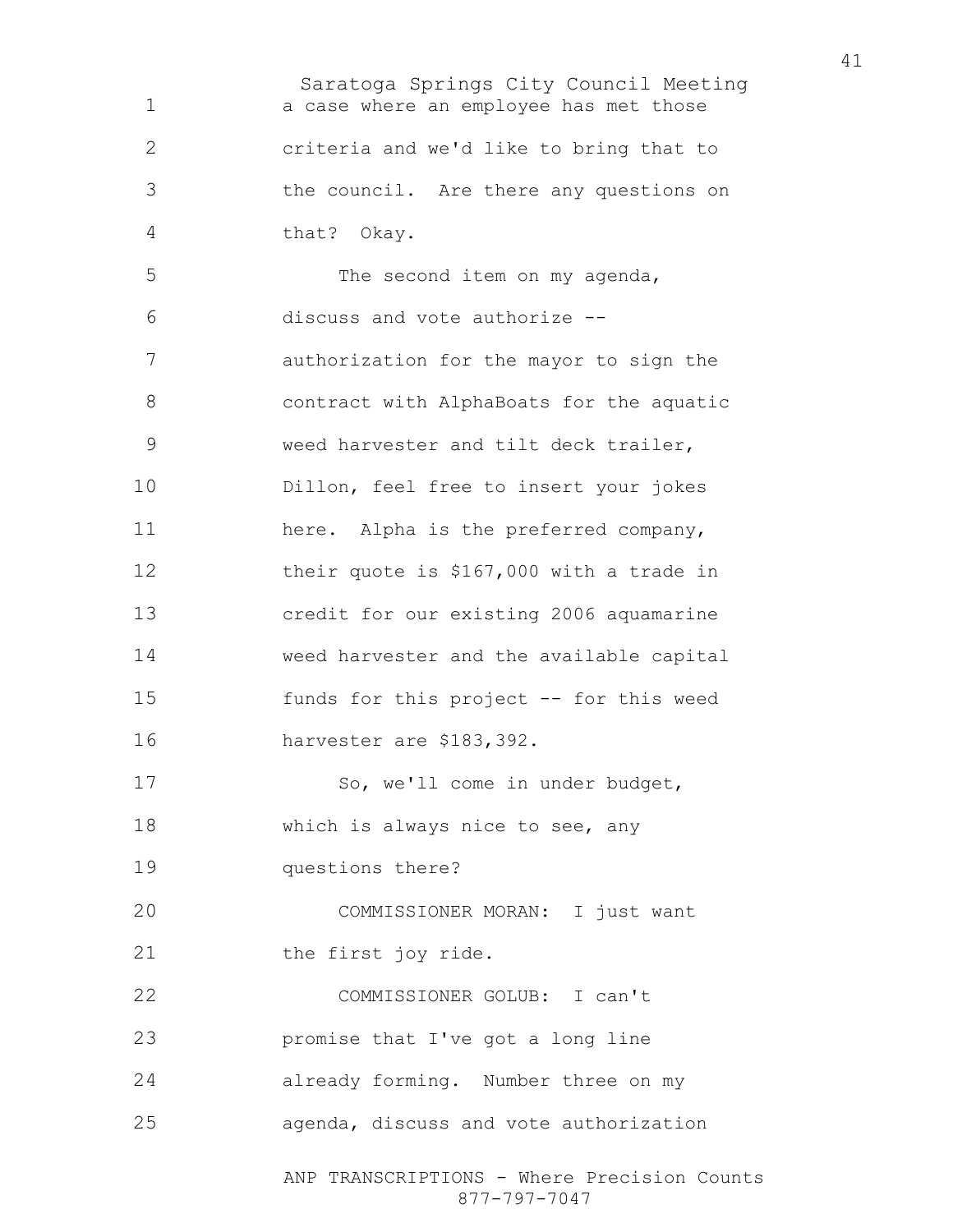a case where an employee has met those criteria and we'd like to bring that to the council. Are there any questions on that? Okay.

The second item on my agenda, discuss and vote authorize -- authorization for the mayor to sign the contract with AlphaBoats for the aquatic weed harvester and tilt deck trailer, Dillon, feel free to insert your jokes here. Alpha is the preferred company, their quote is $167,000 with a trade in credit for our existing 2006 aquamarine weed harvester and the available capital funds for this project -- for this weed harvester are $183,392.

So, we'll come in under budget, which is always nice to see, any questions there?

COMMISSIONER MORAN: I just want the first joy ride.

COMMISSIONER GOLUB: I can't promise that I've got a long line already forming. Number three on my agenda, discuss and vote authorization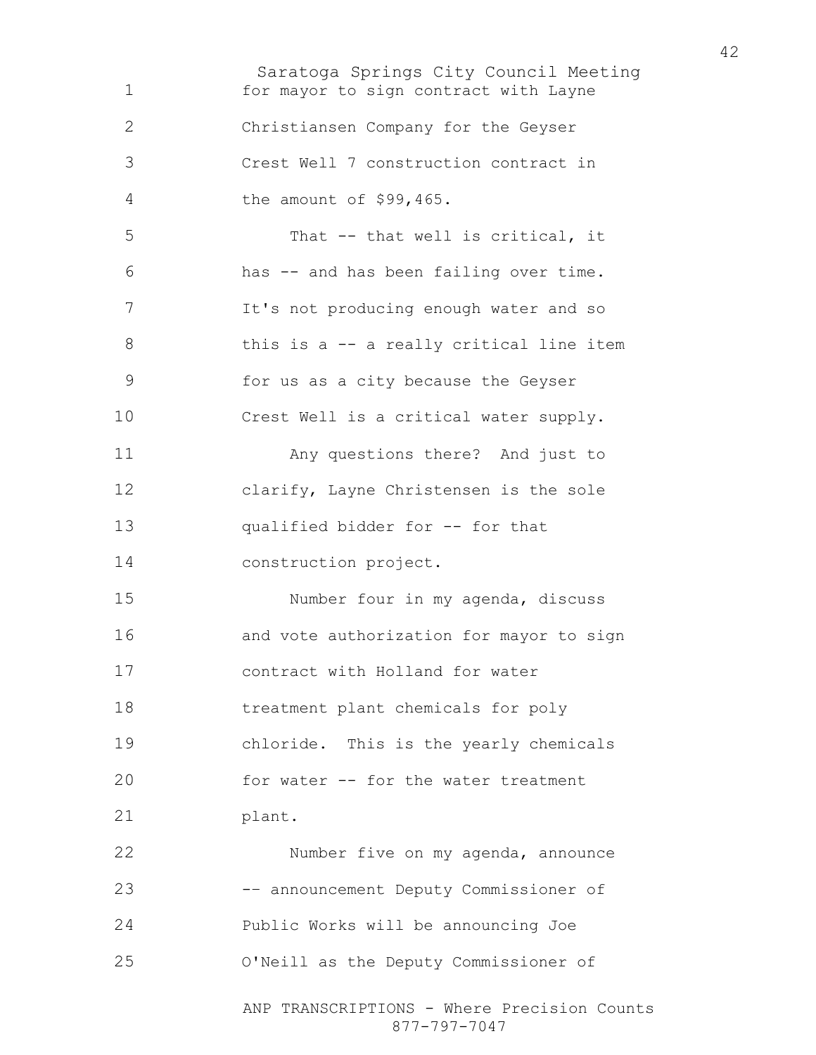for mayor to sign contract with Layne Christiansen Company for the Geyser Crest Well 7 construction contract in the amount of $99,465.

That -- that well is critical, it has -- and has been failing over time. It's not producing enough water and so this is a -- a really critical line item for us as a city because the Geyser Crest Well is a critical water supply.

Any questions there? And just to clarify, Layne Christensen is the sole qualified bidder for -- for that construction project.

Number four in my agenda, discuss and vote authorization for mayor to sign contract with Holland for water treatment plant chemicals for poly chloride. This is the yearly chemicals for water -- for the water treatment plant.

Number five on my agenda, announce -- announcement Deputy Commissioner of Public Works will be announcing Joe O'Neill as the Deputy Commissioner of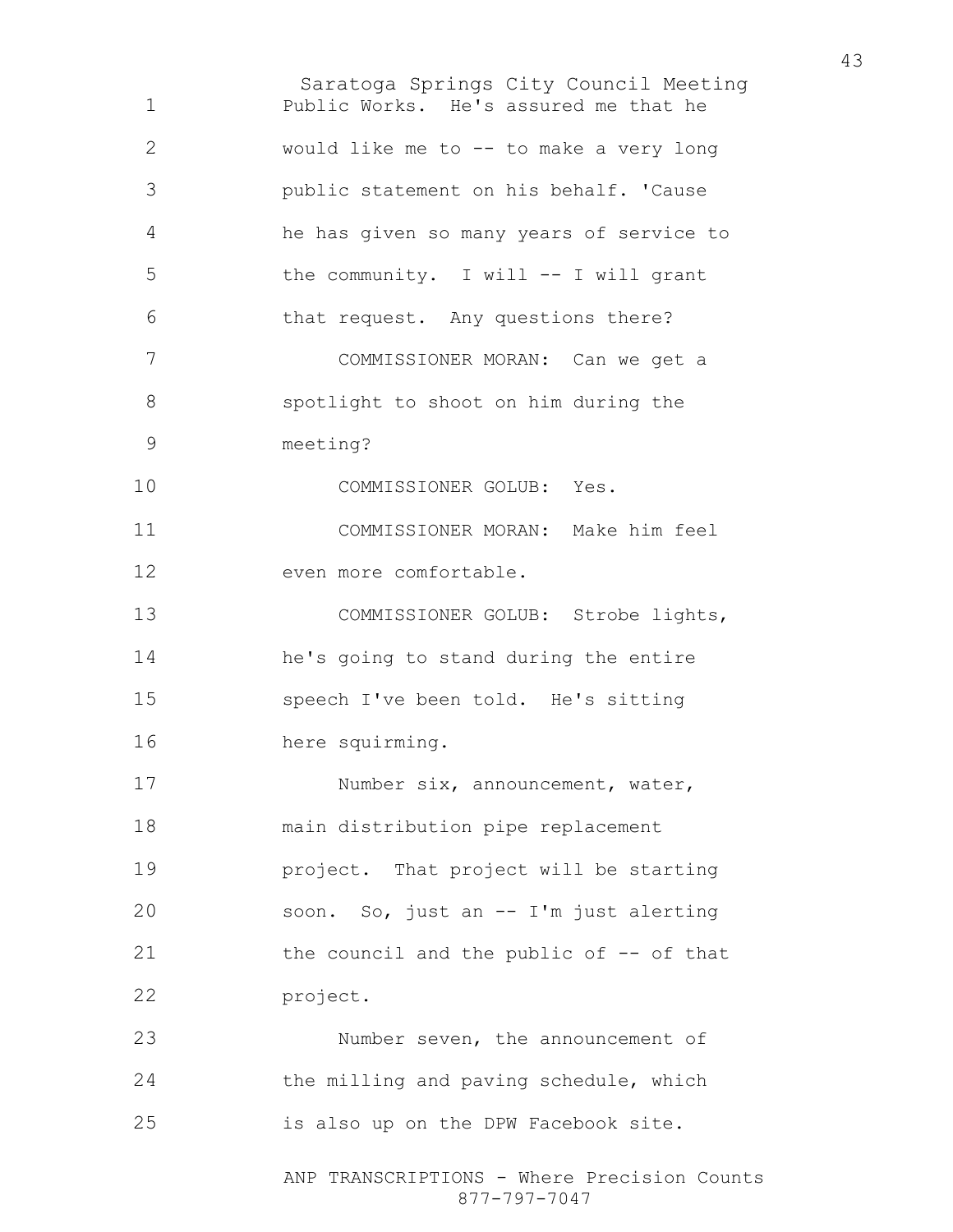Public Works. He's assured me that he would like me to -- to make a very long public statement on his behalf. 'Cause he has given so many years of service to the community. I will -- I will grant that request. Any questions there?

COMMISSIONER MORAN: Can we get a spotlight to shoot on him during the meeting?

COMMISSIONER GOLUB: Yes.

COMMISSIONER MORAN: Make him feel even more comfortable.

COMMISSIONER GOLUB: Strobe lights, he's going to stand during the entire speech I've been told. He's sitting here squirming.

Number six, announcement, water, main distribution pipe replacement project. That project will be starting soon. So, just an -- I'm just alerting the council and the public of -- of that project.

Number seven, the announcement of the milling and paving schedule, which is also up on the DPW Facebook site.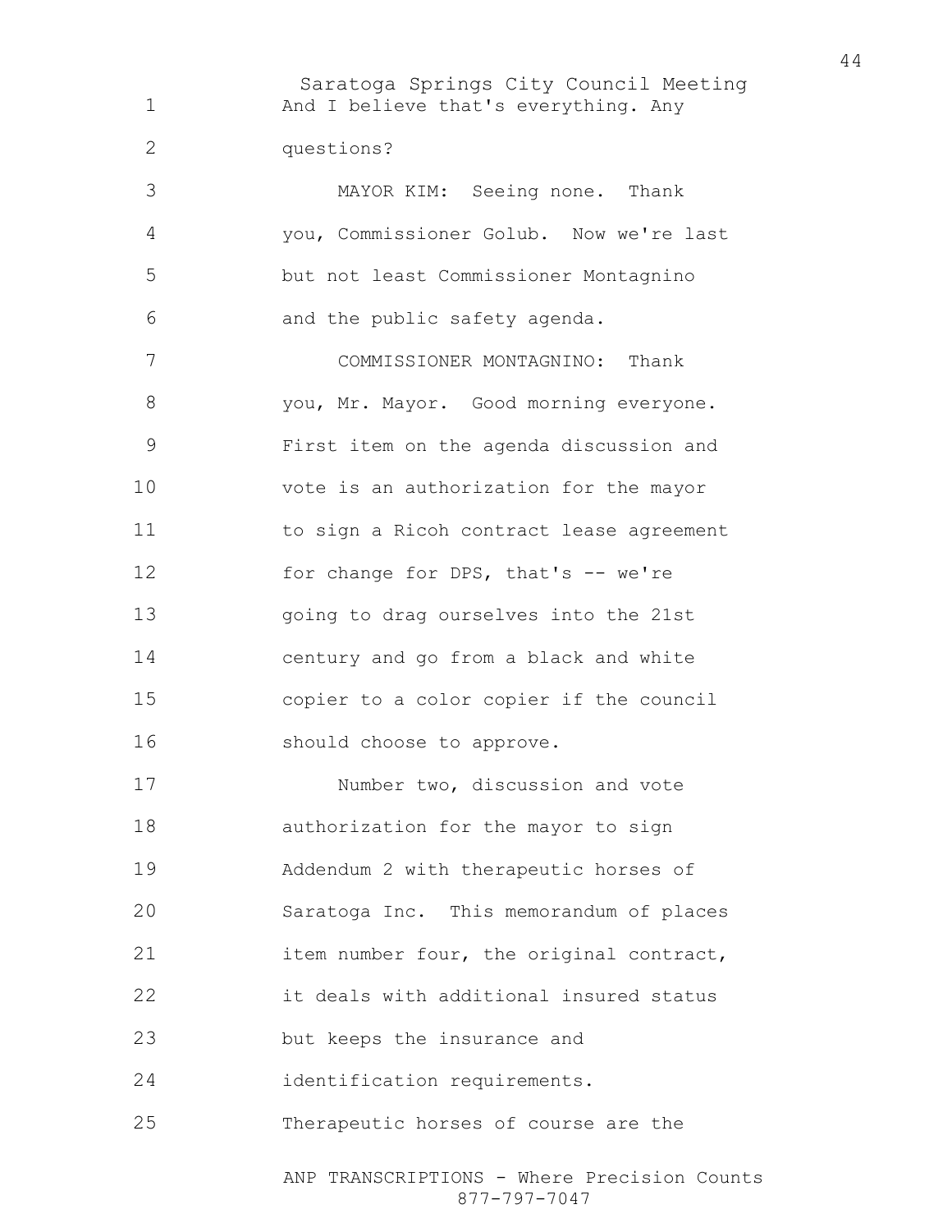And I believe that's everything. Any questions?

MAYOR KIM: Seeing none. Thank you, Commissioner Golub. Now we're last but not least Commissioner Montagnino and the public safety agenda.

COMMISSIONER MONTAGNINO: Thank you, Mr. Mayor. Good morning everyone. First item on the agenda discussion and vote is an authorization for the mayor to sign a Ricoh contract lease agreement for change for DPS, that's -- we're going to drag ourselves into the 21st century and go from a black and white copier to a color copier if the council should choose to approve.

Number two, discussion and vote authorization for the mayor to sign Addendum 2 with therapeutic horses of Saratoga Inc. This memorandum of places item number four, the original contract, it deals with additional insured status but keeps the insurance and identification requirements. Therapeutic horses of course are the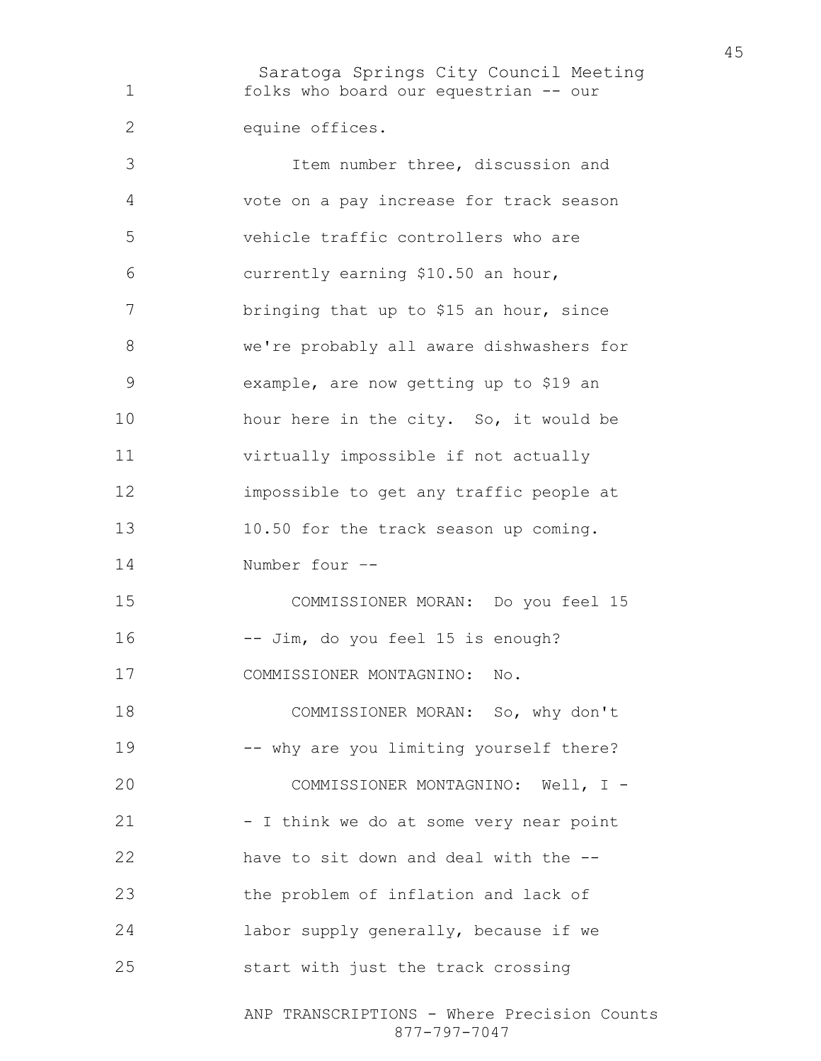folks who board our equestrian -- our equine offices.

Item number three, discussion and vote on a pay increase for track season vehicle traffic controllers who are currently earning $10.50 an hour, bringing that up to $15 an hour, since we're probably all aware dishwashers for example, are now getting up to $19 an hour here in the city. So, it would be virtually impossible if not actually impossible to get any traffic people at 10.50 for the track season up coming. Number four --

COMMISSIONER MORAN: Do you feel 15 -- Jim, do you feel 15 is enough?

COMMISSIONER MONTAGNINO: No.

COMMISSIONER MORAN: So, why don't -- why are you limiting yourself there?

COMMISSIONER MONTAGNINO: Well, I - - I think we do at some very near point have to sit down and deal with the -- the problem of inflation and lack of labor supply generally, because if we start with just the track crossing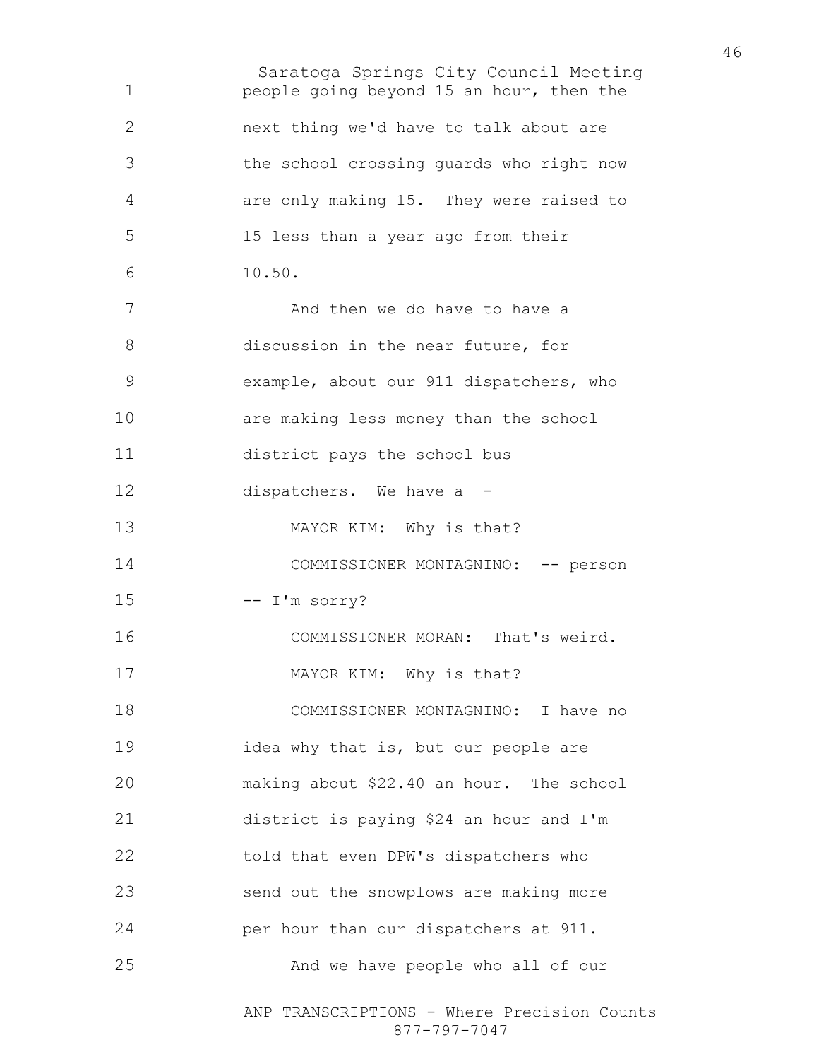people going beyond 15 an hour, then the next thing we'd have to talk about are the school crossing guards who right now are only making 15. They were raised to 15 less than a year ago from their 10.50.

And then we do have to have a discussion in the near future, for example, about our 911 dispatchers, who are making less money than the school district pays the school bus dispatchers. We have a --

MAYOR KIM: Why is that?

COMMISSIONER MONTAGNINO: -- person -- I'm sorry?

COMMISSIONER MORAN: That's weird.

MAYOR KIM: Why is that?

COMMISSIONER MONTAGNINO: I have no idea why that is, but our people are making about $22.40 an hour. The school district is paying $24 an hour and I'm told that even DPW's dispatchers who send out the snowplows are making more per hour than our dispatchers at 911.

And we have people who all of our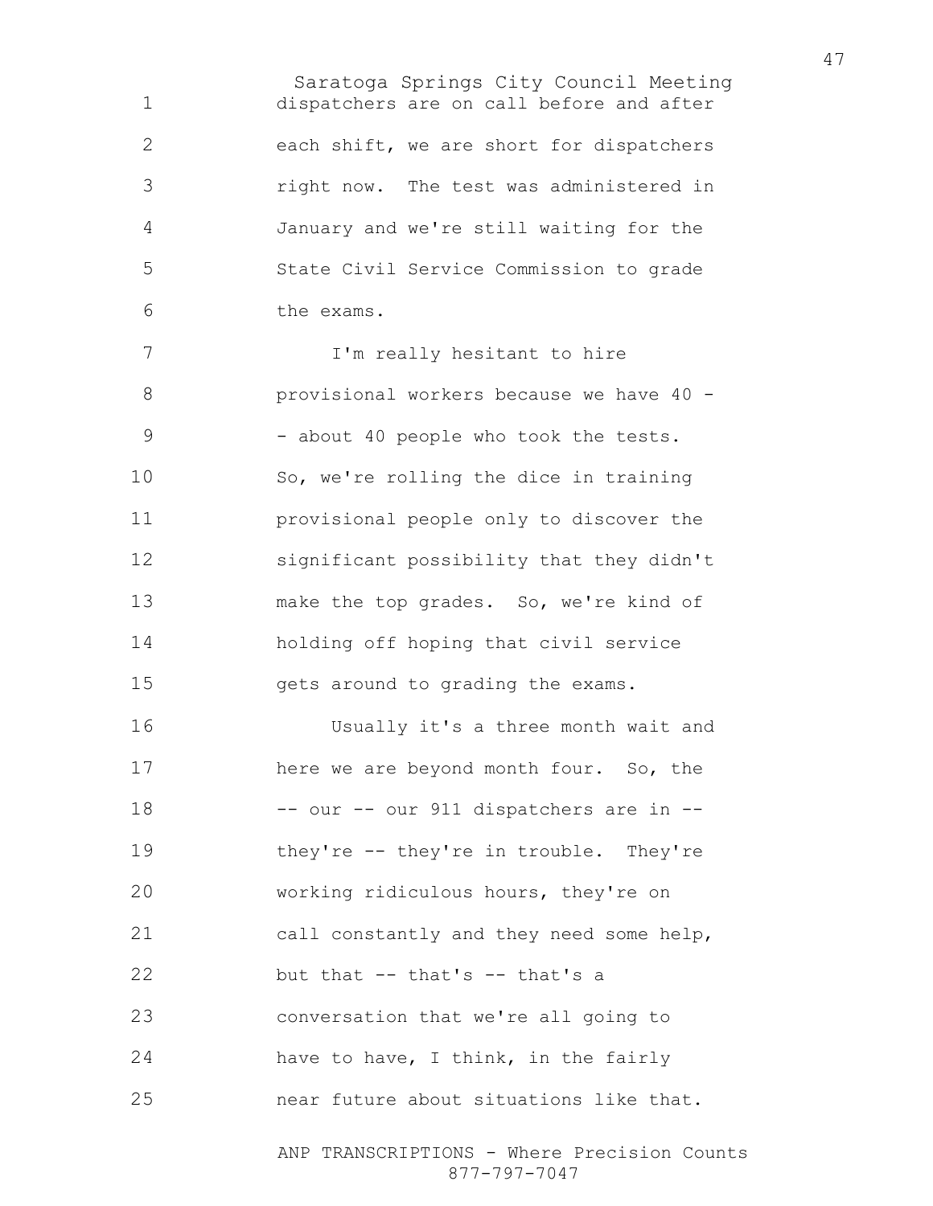dispatchers are on call before and after each shift, we are short for dispatchers right now. The test was administered in January and we're still waiting for the State Civil Service Commission to grade the exams.

I'm really hesitant to hire provisional workers because we have 40 -- about 40 people who took the tests. So, we're rolling the dice in training provisional people only to discover the significant possibility that they didn't make the top grades. So, we're kind of holding off hoping that civil service gets around to grading the exams.

Usually it's a three month wait and here we are beyond month four. So, the -- our -- our 911 dispatchers are in -- they're -- they're in trouble. They're working ridiculous hours, they're on call constantly and they need some help, but that -- that's -- that's a conversation that we're all going to have to have, I think, in the fairly near future about situations like that.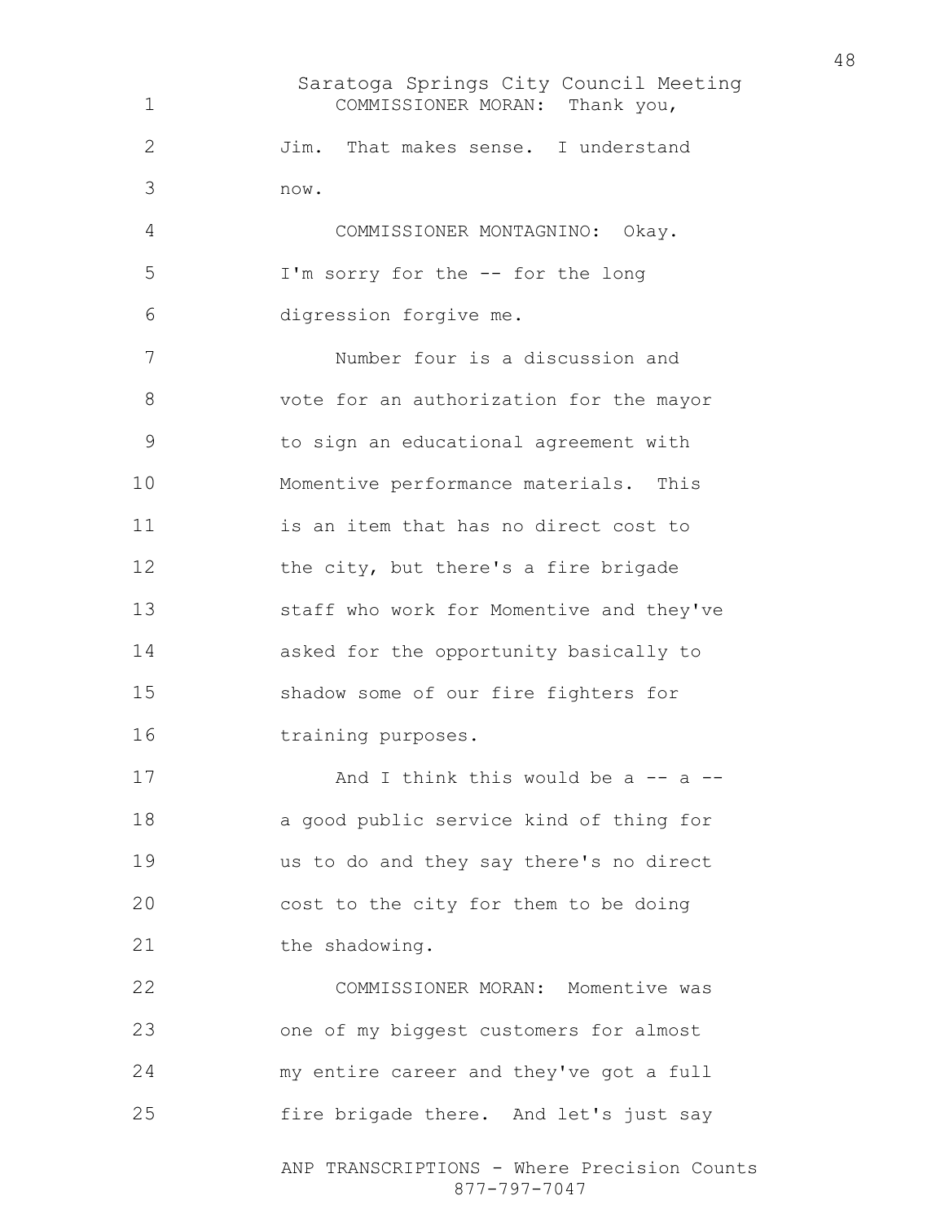COMMISSIONER MORAN: Thank you, Jim. That makes sense. I understand now.

COMMISSIONER MONTAGNINO: Okay. I'm sorry for the -- for the long digression forgive me.

Number four is a discussion and vote for an authorization for the mayor to sign an educational agreement with Momentive performance materials. This is an item that has no direct cost to the city, but there's a fire brigade staff who work for Momentive and they've asked for the opportunity basically to shadow some of our fire fighters for training purposes.

And I think this would be a -- a -- a good public service kind of thing for us to do and they say there's no direct cost to the city for them to be doing the shadowing.

COMMISSIONER MORAN: Momentive was one of my biggest customers for almost my entire career and they've got a full fire brigade there. And let's just say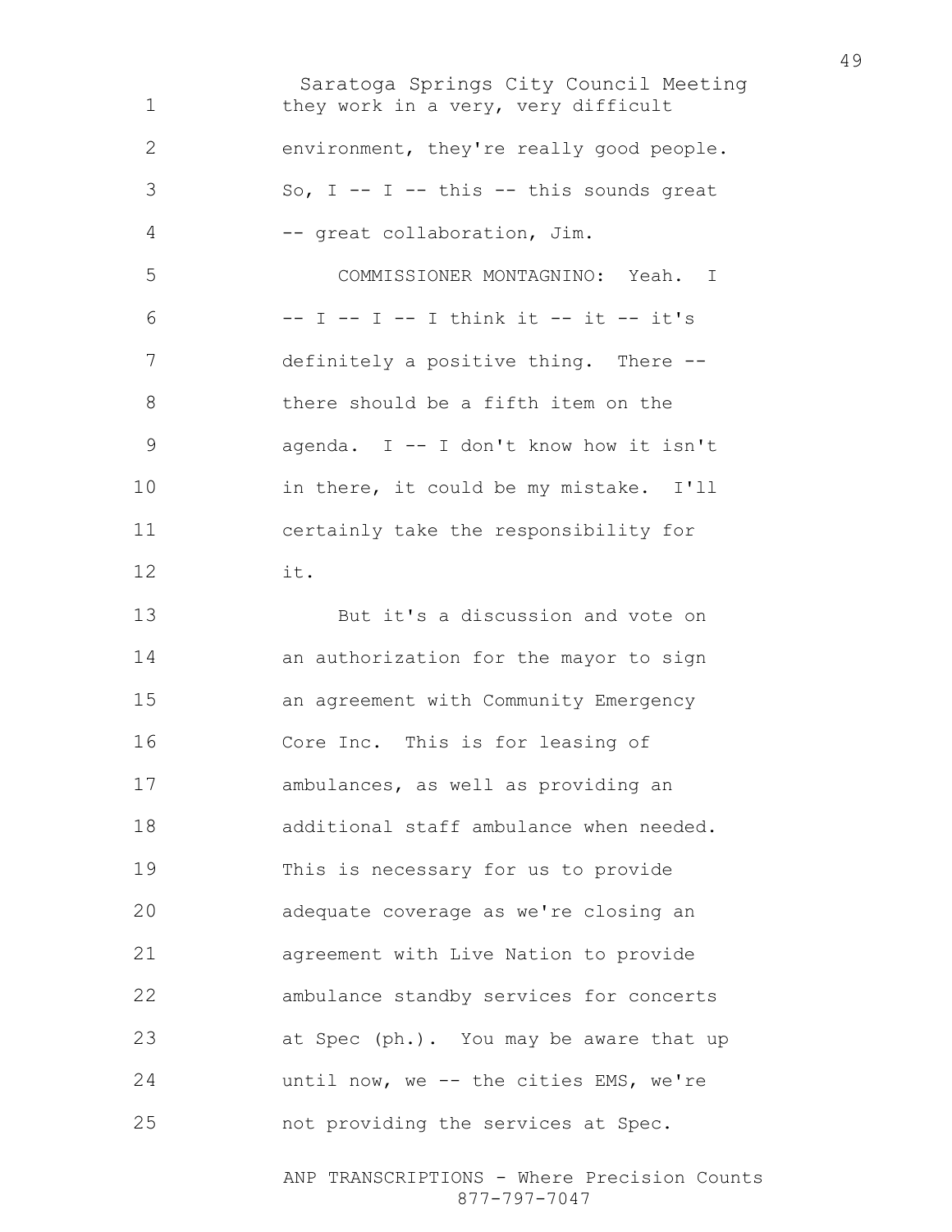they work in a very, very difficult environment, they're really good people. So, I -- I -- this -- this sounds great -- great collaboration, Jim.

COMMISSIONER MONTAGNINO: Yeah. I -- I -- I -- I think it -- it -- it's definitely a positive thing. There -- there should be a fifth item on the agenda. I -- I don't know how it isn't in there, it could be my mistake. I'll certainly take the responsibility for it.

But it's a discussion and vote on an authorization for the mayor to sign an agreement with Community Emergency Core Inc. This is for leasing of ambulances, as well as providing an additional staff ambulance when needed. This is necessary for us to provide adequate coverage as we're closing an agreement with Live Nation to provide ambulance standby services for concerts at Spec (ph.). You may be aware that up until now, we -- the cities EMS, we're not providing the services at Spec.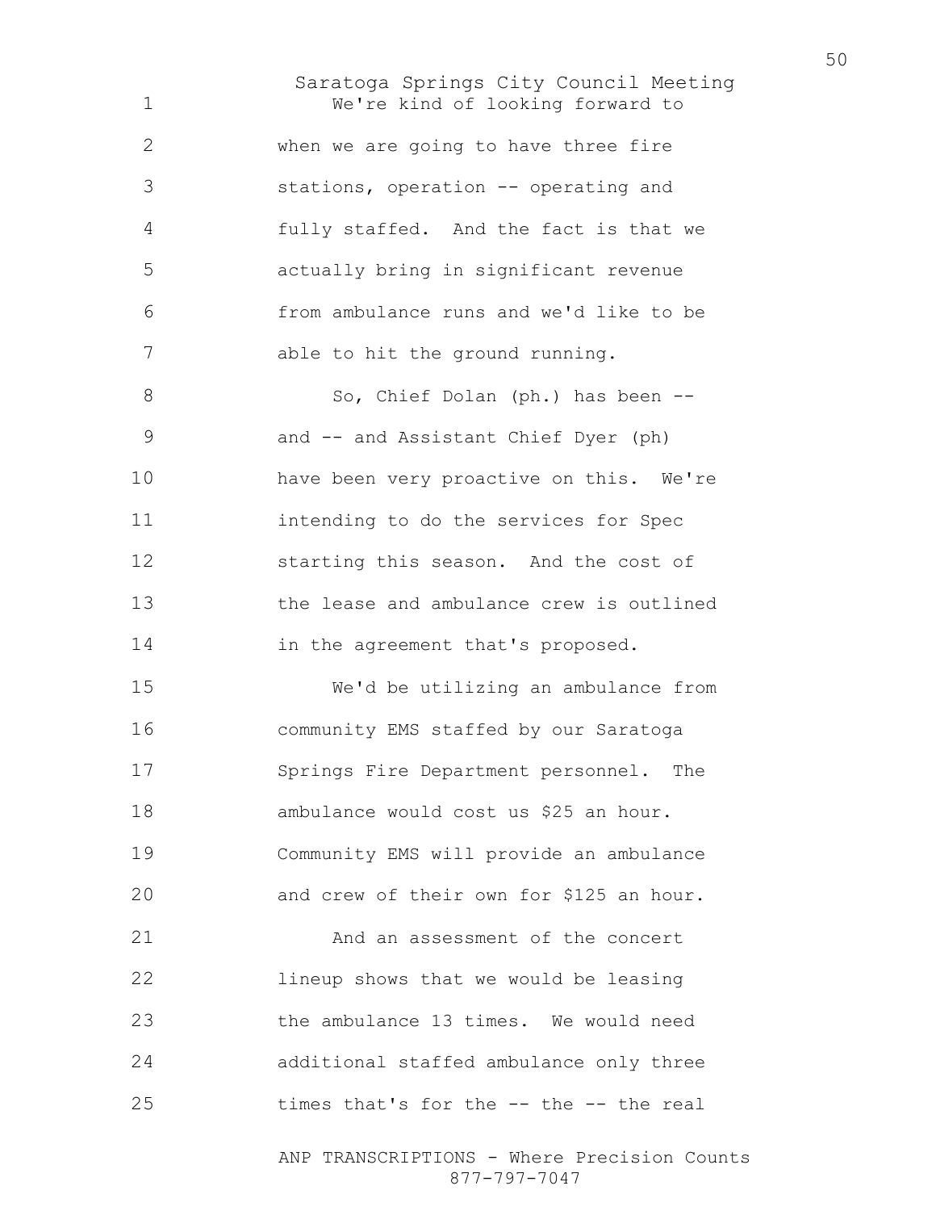We're kind of looking forward to when we are going to have three fire stations, operation -- operating and fully staffed. And the fact is that we actually bring in significant revenue from ambulance runs and we'd like to be able to hit the ground running.

So, Chief Dolan (ph.) has been -- and -- and Assistant Chief Dyer (ph) have been very proactive on this. We're intending to do the services for Spec starting this season. And the cost of the lease and ambulance crew is outlined in the agreement that's proposed.

We'd be utilizing an ambulance from community EMS staffed by our Saratoga Springs Fire Department personnel. The ambulance would cost us $25 an hour. Community EMS will provide an ambulance and crew of their own for $125 an hour.

And an assessment of the concert lineup shows that we would be leasing the ambulance 13 times. We would need additional staffed ambulance only three times that's for the -- the -- the real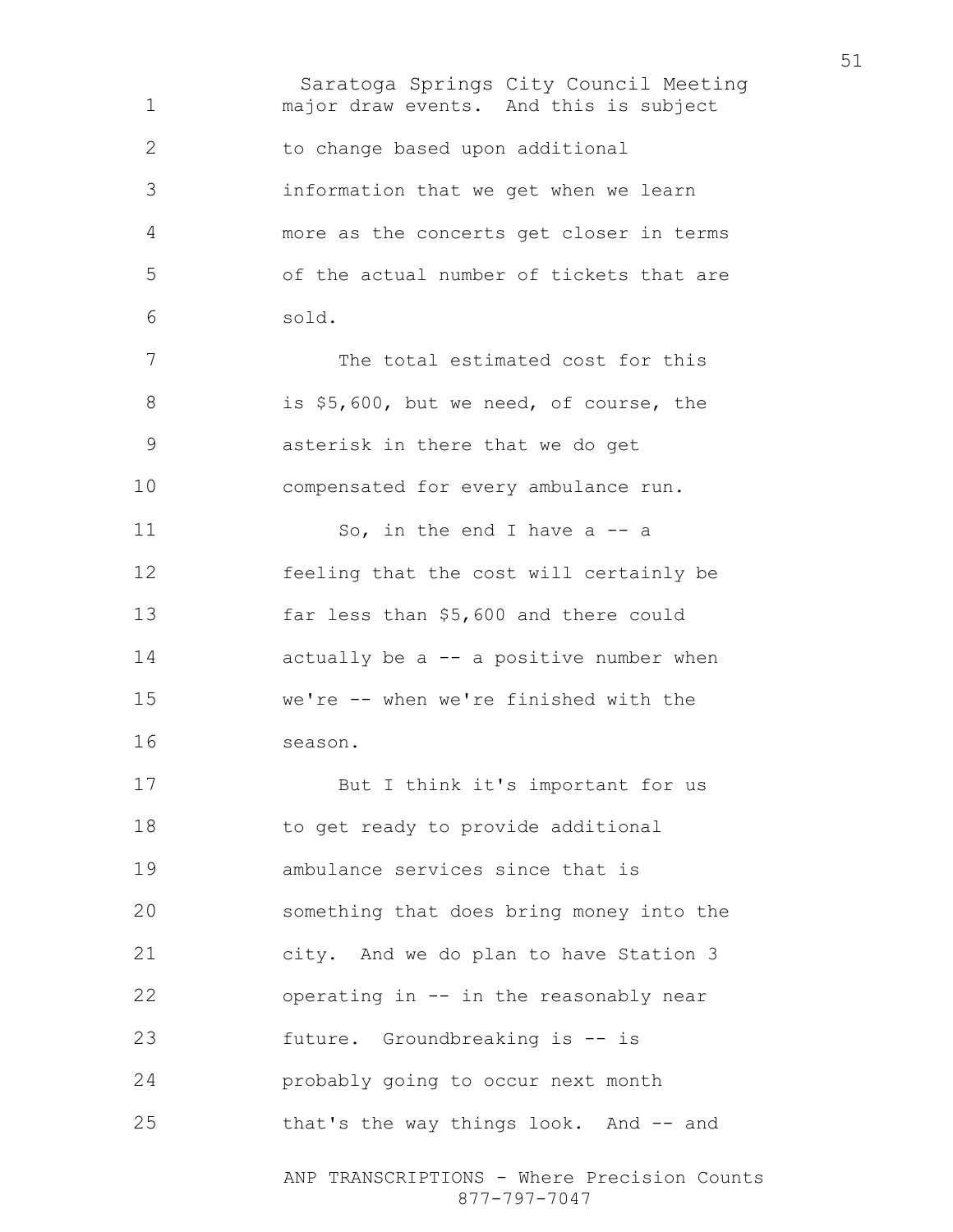major draw events. And this is subject to change based upon additional information that we get when we learn more as the concerts get closer in terms of the actual number of tickets that are sold.

The total estimated cost for this is $5,600, but we need, of course, the asterisk in there that we do get compensated for every ambulance run.

So, in the end I have a -- a feeling that the cost will certainly be far less than $5,600 and there could actually be a -- a positive number when we're -- when we're finished with the season.

But I think it's important for us to get ready to provide additional ambulance services since that is something that does bring money into the city. And we do plan to have Station 3 operating in -- in the reasonably near future. Groundbreaking is -- is probably going to occur next month that's the way things look. And -- and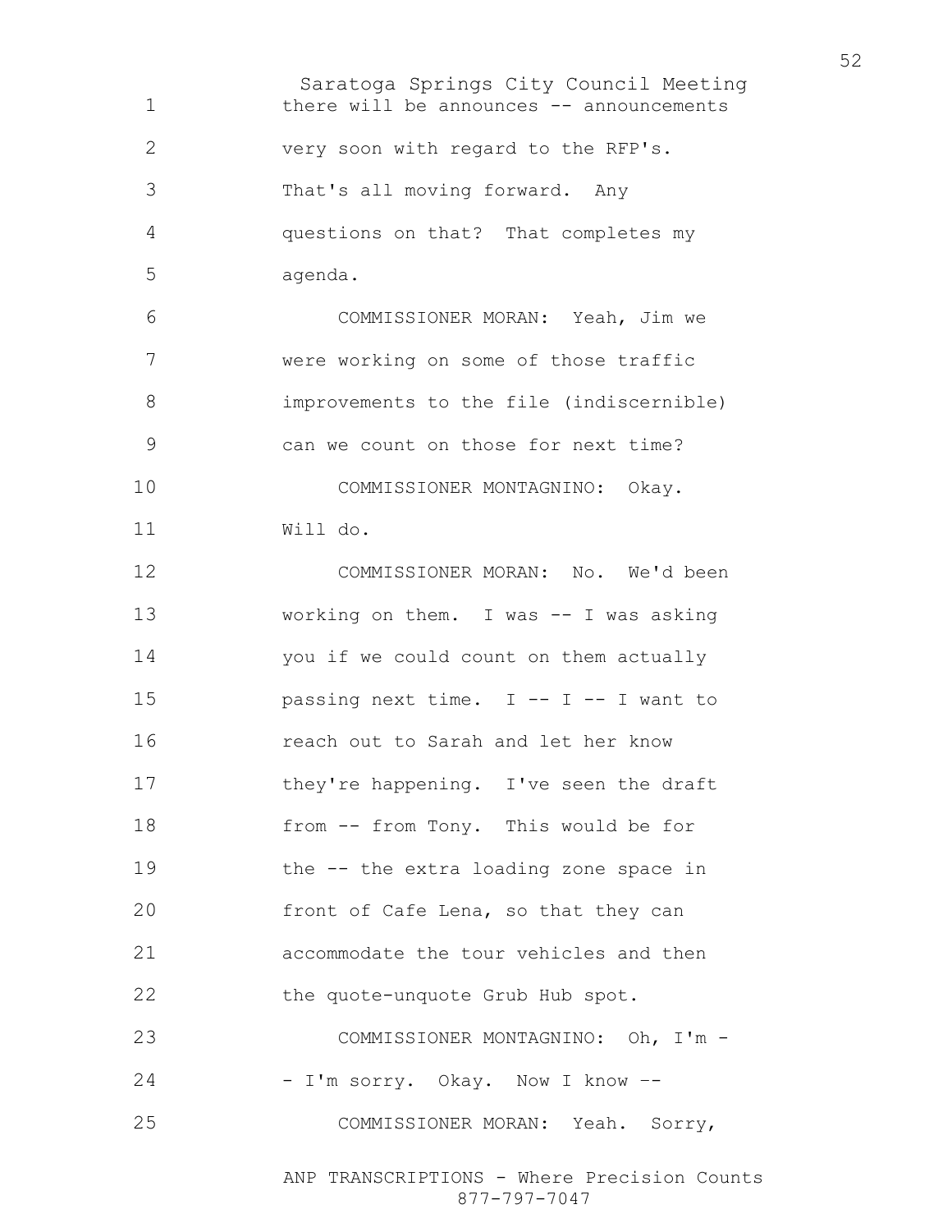there will be announces -- announcements very soon with regard to the RFP's. That's all moving forward. Any questions on that? That completes my agenda.

COMMISSIONER MORAN: Yeah, Jim we were working on some of those traffic improvements to the file (indiscernible) can we count on those for next time?

COMMISSIONER MONTAGNINO: Okay. Will do.

COMMISSIONER MORAN: No. We'd been working on them. I was -- I was asking you if we could count on them actually passing next time. I -- I -- I want to reach out to Sarah and let her know they're happening. I've seen the draft from -- from Tony. This would be for the -- the extra loading zone space in front of Cafe Lena, so that they can accommodate the tour vehicles and then the quote-unquote Grub Hub spot.

COMMISSIONER MONTAGNINO: Oh, I'm -- I'm sorry. Okay. Now I know --

COMMISSIONER MORAN: Yeah. Sorry,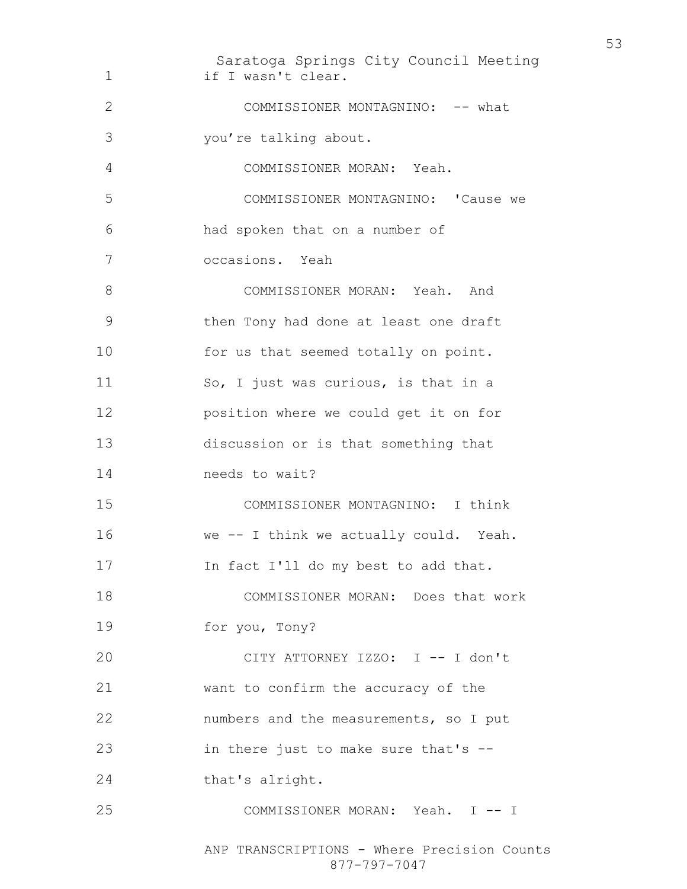if I wasn't clear.

COMMISSIONER MONTAGNINO: -- what you're talking about.

COMMISSIONER MORAN: Yeah.

COMMISSIONER MONTAGNINO: 'Cause we had spoken that on a number of occasions. Yeah

COMMISSIONER MORAN: Yeah. And then Tony had done at least one draft for us that seemed totally on point. So, I just was curious, is that in a position where we could get it on for discussion or is that something that needs to wait?

COMMISSIONER MONTAGNINO: I think we -- I think we actually could. Yeah. In fact I'll do my best to add that.

COMMISSIONER MORAN: Does that work for you, Tony?

CITY ATTORNEY IZZO: I -- I don't want to confirm the accuracy of the numbers and the measurements, so I put in there just to make sure that's -- that's alright.

COMMISSIONER MORAN: Yeah. I -- I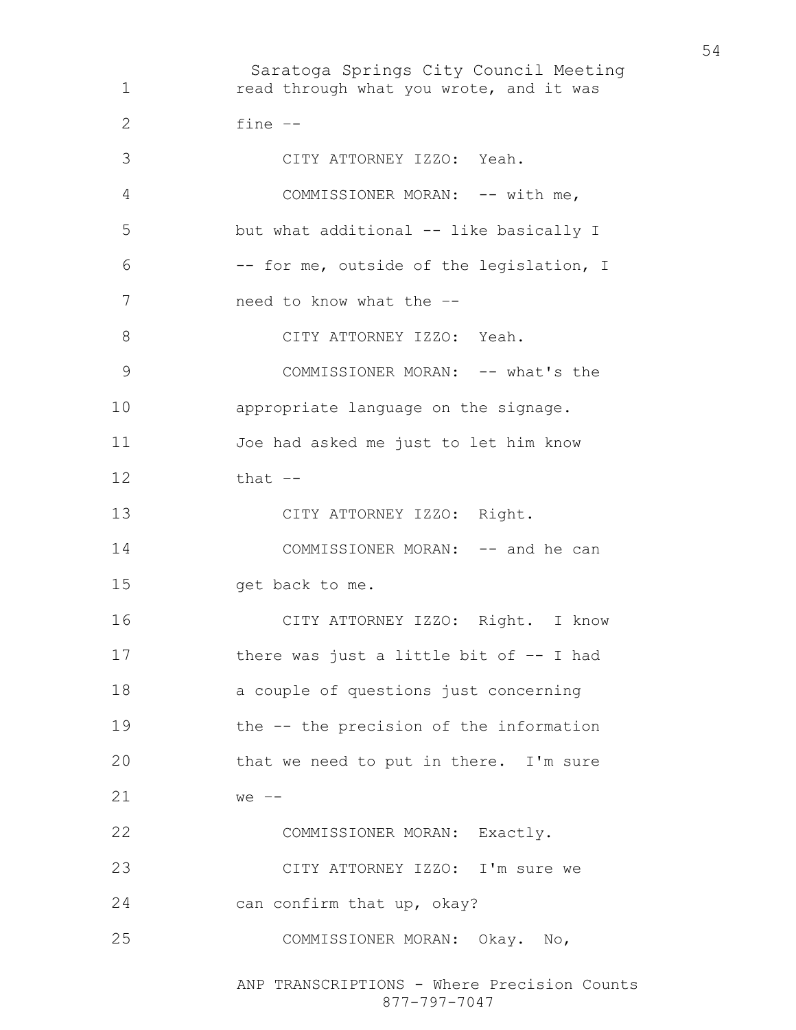read through what you wrote, and it was fine --

CITY ATTORNEY IZZO: Yeah.

COMMISSIONER MORAN: -- with me, but what additional -- like basically I -- for me, outside of the legislation, I need to know what the --

CITY ATTORNEY IZZO: Yeah.

COMMISSIONER MORAN: -- what's the appropriate language on the signage. Joe had asked me just to let him know that --

CITY ATTORNEY IZZO: Right.

COMMISSIONER MORAN: -- and he can get back to me.

CITY ATTORNEY IZZO: Right. I know there was just a little bit of -- I had a couple of questions just concerning the -- the precision of the information that we need to put in there. I'm sure we --

COMMISSIONER MORAN: Exactly.

CITY ATTORNEY IZZO: I'm sure we can confirm that up, okay?

COMMISSIONER MORAN: Okay. No,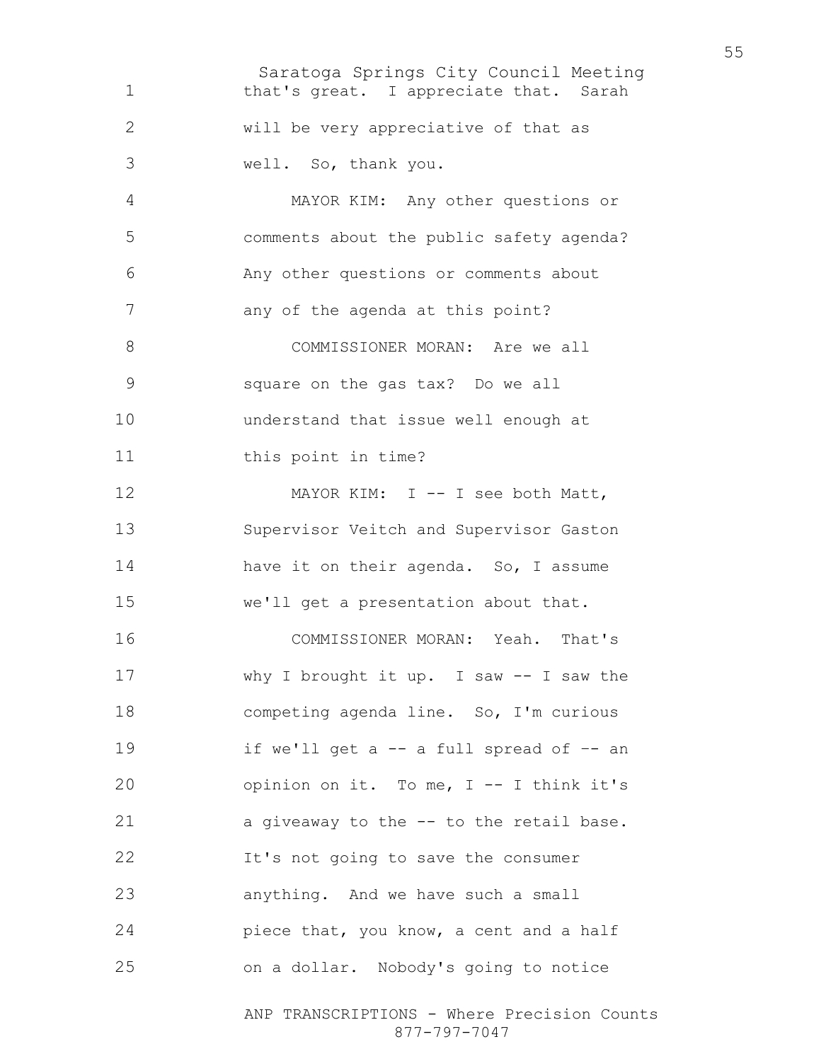that's great. I appreciate that. Sarah will be very appreciative of that as well. So, thank you.

MAYOR KIM: Any other questions or comments about the public safety agenda? Any other questions or comments about any of the agenda at this point?

COMMISSIONER MORAN: Are we all square on the gas tax? Do we all understand that issue well enough at this point in time?

MAYOR KIM: I -- I see both Matt, Supervisor Veitch and Supervisor Gaston have it on their agenda. So, I assume we'll get a presentation about that.

COMMISSIONER MORAN: Yeah. That's why I brought it up. I saw -- I saw the competing agenda line. So, I'm curious if we'll get a -- a full spread of -- an opinion on it. To me, I -- I think it's a giveaway to the -- to the retail base. It's not going to save the consumer anything. And we have such a small piece that, you know, a cent and a half on a dollar. Nobody's going to notice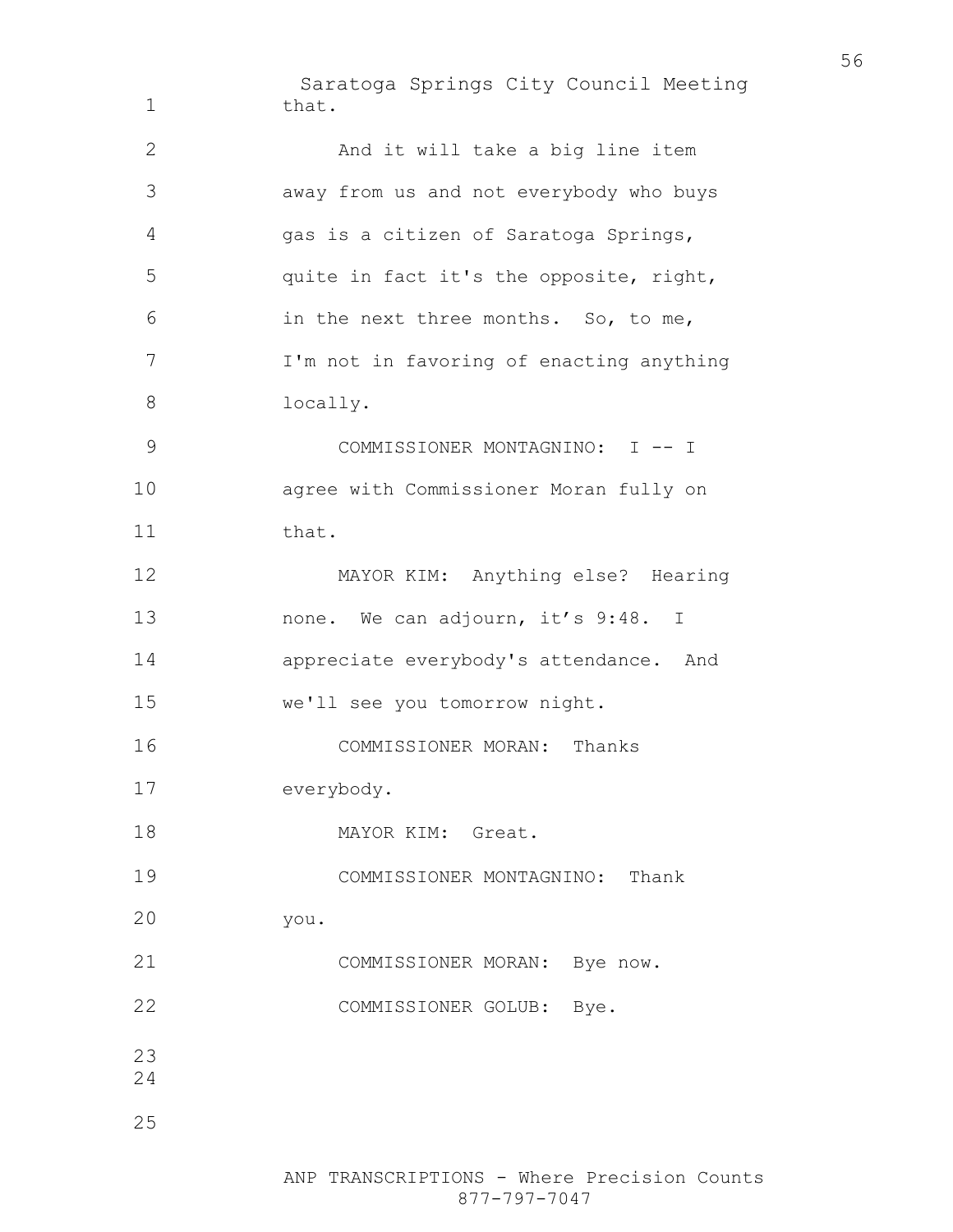that.

And it will take a big line item away from us and not everybody who buys gas is a citizen of Saratoga Springs, quite in fact it's the opposite, right, in the next three months. So, to me, I'm not in favoring of enacting anything locally.

COMMISSIONER MONTAGNINO: I -- I agree with Commissioner Moran fully on that.

MAYOR KIM: Anything else? Hearing none. We can adjourn, it's 9:48. I appreciate everybody's attendance. And we'll see you tomorrow night.

COMMISSIONER MORAN: Thanks everybody.

MAYOR KIM: Great.

COMMISSIONER MONTAGNINO: Thank you.

COMMISSIONER MORAN: Bye now.

COMMISSIONER GOLUB: Bye.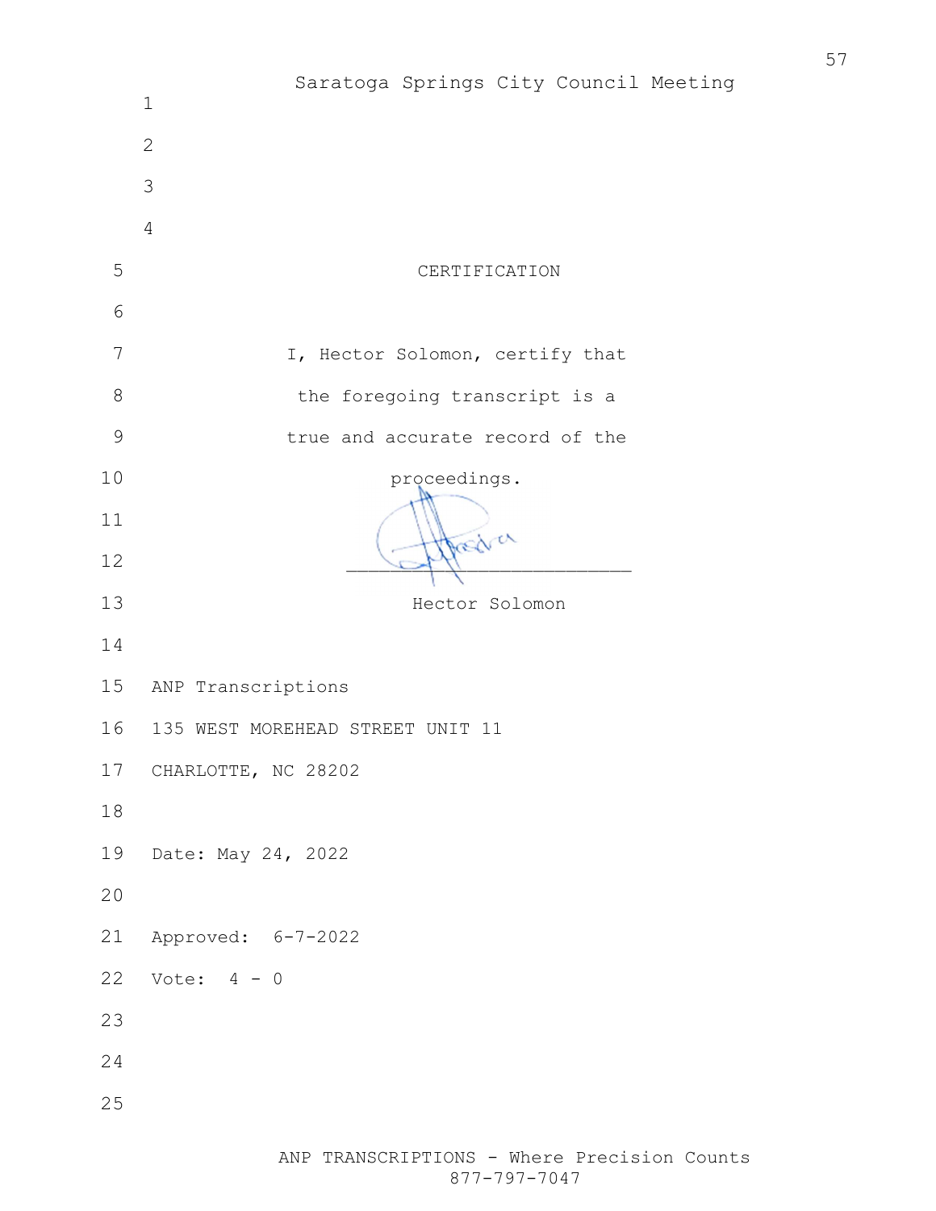# CERTIFICATION

I, Hector Solomon, certify that the foregoing transcript is a true and accurate record of the proceedings.

\_\_\_\_\_\_\_\_\_\_\_\_\_\_\_\_\_\_\_\_\_\_\_\_\_\_

Hector Solomon

ANP Transcriptions
135 WEST MOREHEAD STREET UNIT 11
CHARLOTTE, NC 28202

Date: May 24, 2022

Approved: 6-7-2022

Vote: 4 - 0